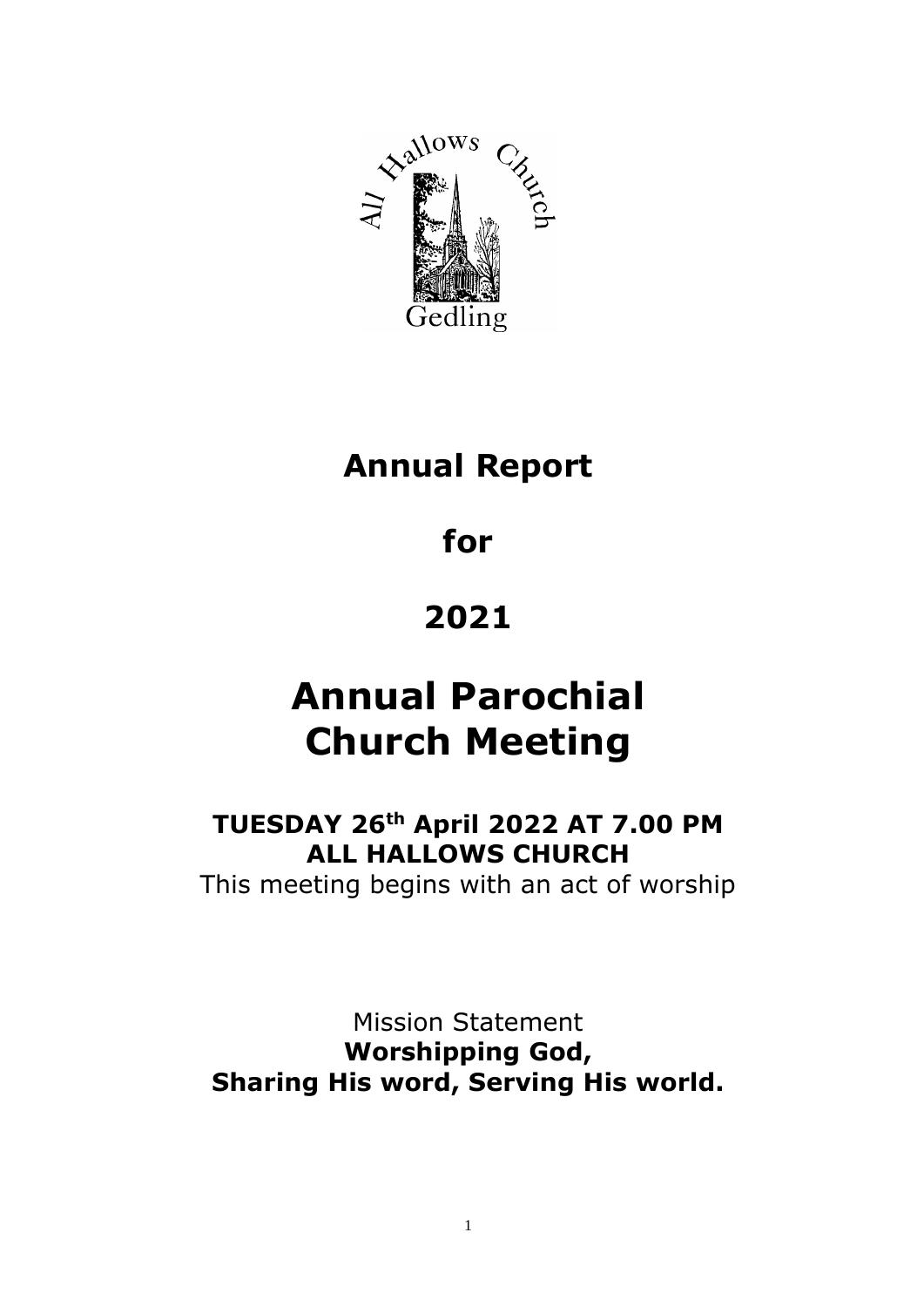# Annual Report

# for

# 2021

# Annual Parochial Church Meeting

**TUESDAY 26th April 2022 AT 7.00 PM**
**ALL HALLOWS CHURCH**

This meeting begins with an act of worship

Mission Statement

**Worshipping God,**
**Sharing His word, Serving His world.**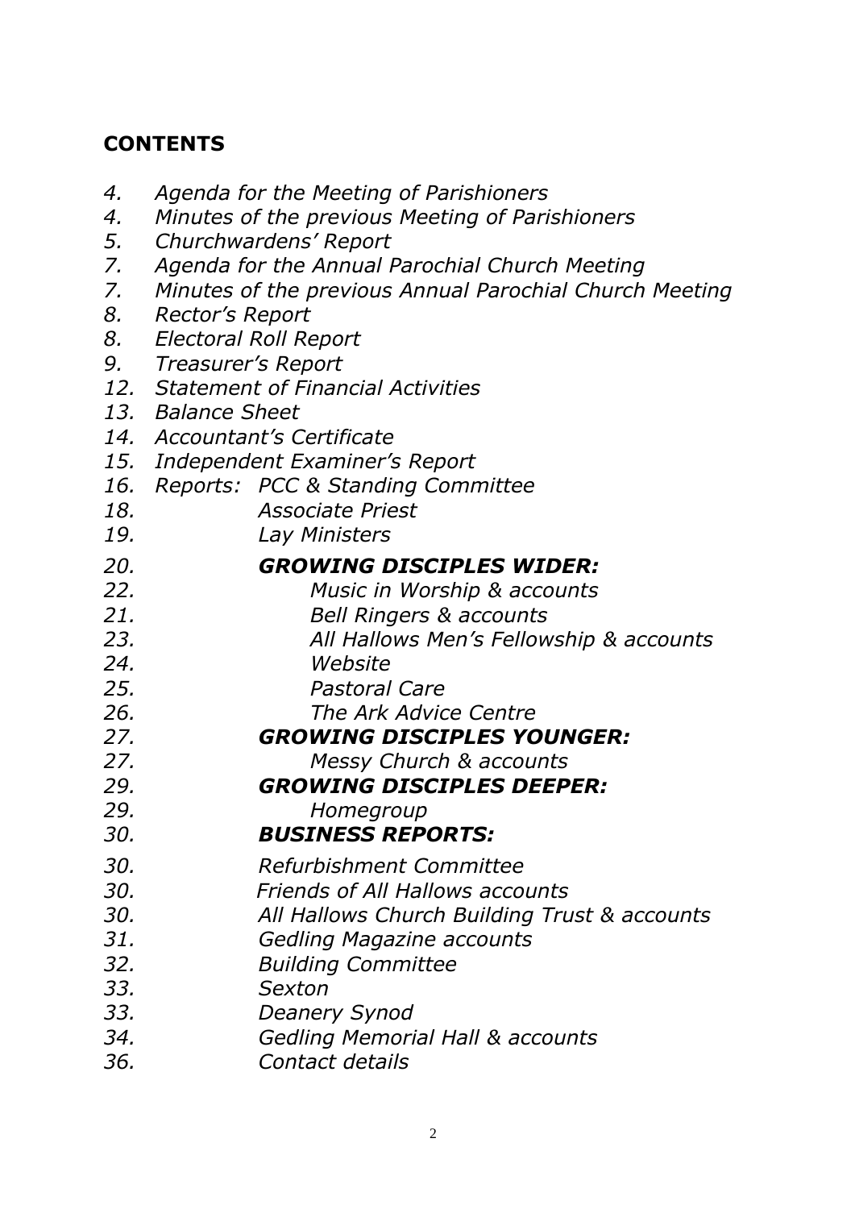## CONTENTS

*4. Agenda for the Meeting of Parishioners*
*4. Minutes of the previous Meeting of Parishioners*
*5. Churchwardens' Report*
*7. Agenda for the Annual Parochial Church Meeting*
*7. Minutes of the previous Annual Parochial Church Meeting*
*8. Rector's Report*
*8. Electoral Roll Report*
*9. Treasurer's Report*
*12. Statement of Financial Activities*
*13. Balance Sheet*
*14. Accountant's Certificate*
*15. Independent Examiner's Report*
*16. Reports: PCC & Standing Committee*
*18. Associate Priest*
*19. Lay Ministers*
*20. **GROWING DISCIPLES WIDER:***
*22. Music in Worship & accounts*
*21. Bell Ringers & accounts*
*23. All Hallows Men's Fellowship & accounts*
*24. Website*
*25. Pastoral Care*
*26. The Ark Advice Centre*
*27. **GROWING DISCIPLES YOUNGER:***
*27. Messy Church & accounts*
*29. **GROWING DISCIPLES DEEPER:***
*29. Homegroup*
*30. **BUSINESS REPORTS:***
*30. Refurbishment Committee*
*30. Friends of All Hallows accounts*
*30. All Hallows Church Building Trust & accounts*
*31. Gedling Magazine accounts*
*32. Building Committee*
*33. Sexton*
*33. Deanery Synod*
*34. Gedling Memorial Hall & accounts*
*36. Contact details*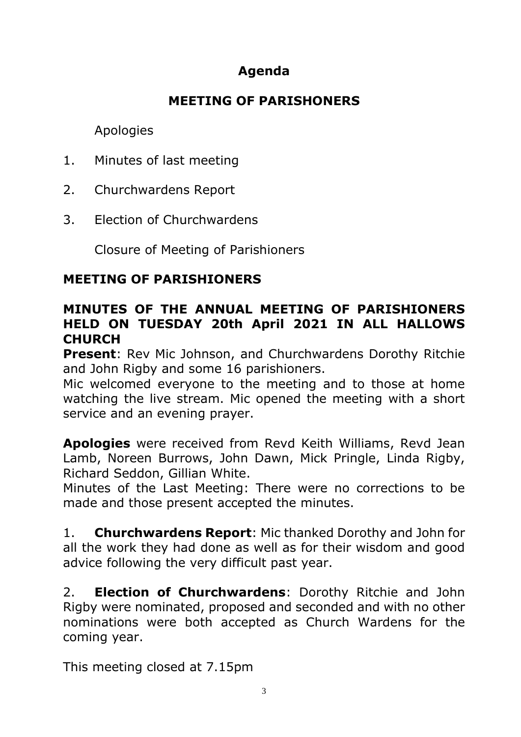## Agenda

## MEETING OF PARISHONERS

Apologies

1. Minutes of last meeting
2. Churchwardens Report
3. Election of Churchwardens

Closure of Meeting of Parishioners

## MEETING OF PARISHIONERS

### MINUTES OF THE ANNUAL MEETING OF PARISHIONERS HELD ON TUESDAY 20th April 2021 IN ALL HALLOWS CHURCH

**Present**: Rev Mic Johnson, and Churchwardens Dorothy Ritchie and John Rigby and some 16 parishioners.

Mic welcomed everyone to the meeting and to those at home watching the live stream. Mic opened the meeting with a short service and an evening prayer.

**Apologies** were received from Revd Keith Williams, Revd Jean Lamb, Noreen Burrows, John Dawn, Mick Pringle, Linda Rigby, Richard Seddon, Gillian White.

Minutes of the Last Meeting: There were no corrections to be made and those present accepted the minutes.

1. **Churchwardens Report**: Mic thanked Dorothy and John for all the work they had done as well as for their wisdom and good advice following the very difficult past year.

2. **Election of Churchwardens**: Dorothy Ritchie and John Rigby were nominated, proposed and seconded and with no other nominations were both accepted as Church Wardens for the coming year.

This meeting closed at 7.15pm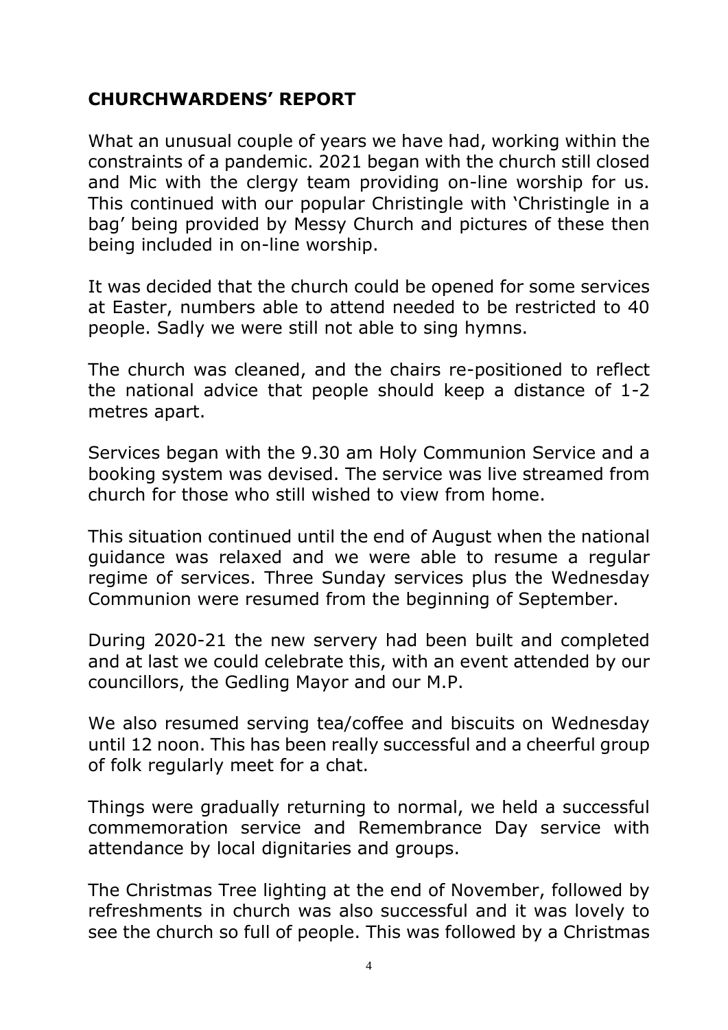## CHURCHWARDENS' REPORT

What an unusual couple of years we have had, working within the constraints of a pandemic. 2021 began with the church still closed and Mic with the clergy team providing on-line worship for us. This continued with our popular Christingle with 'Christingle in a bag' being provided by Messy Church and pictures of these then being included in on-line worship.

It was decided that the church could be opened for some services at Easter, numbers able to attend needed to be restricted to 40 people. Sadly we were still not able to sing hymns.

The church was cleaned, and the chairs re-positioned to reflect the national advice that people should keep a distance of 1-2 metres apart.

Services began with the 9.30 am Holy Communion Service and a booking system was devised. The service was live streamed from church for those who still wished to view from home.

This situation continued until the end of August when the national guidance was relaxed and we were able to resume a regular regime of services. Three Sunday services plus the Wednesday Communion were resumed from the beginning of September.

During 2020-21 the new servery had been built and completed and at last we could celebrate this, with an event attended by our councillors, the Gedling Mayor and our M.P.

We also resumed serving tea/coffee and biscuits on Wednesday until 12 noon. This has been really successful and a cheerful group of folk regularly meet for a chat.

Things were gradually returning to normal, we held a successful commemoration service and Remembrance Day service with attendance by local dignitaries and groups.

The Christmas Tree lighting at the end of November, followed by refreshments in church was also successful and it was lovely to see the church so full of people. This was followed by a Christmas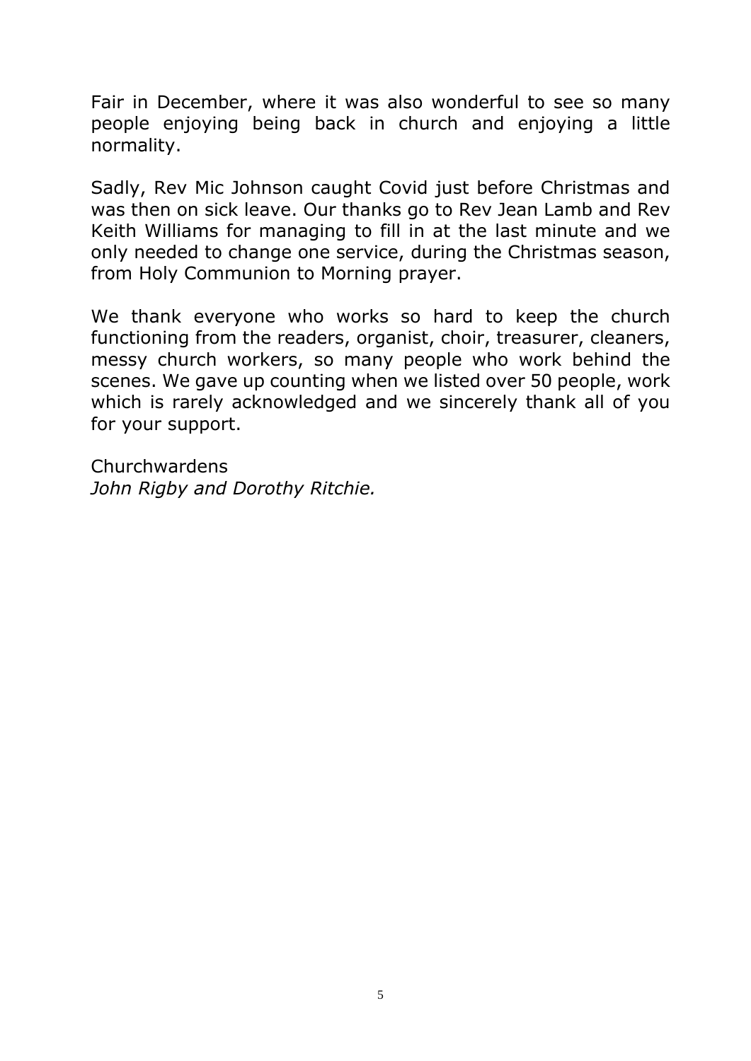Fair in December, where it was also wonderful to see so many people enjoying being back in church and enjoying a little normality.

Sadly, Rev Mic Johnson caught Covid just before Christmas and was then on sick leave. Our thanks go to Rev Jean Lamb and Rev Keith Williams for managing to fill in at the last minute and we only needed to change one service, during the Christmas season, from Holy Communion to Morning prayer.

We thank everyone who works so hard to keep the church functioning from the readers, organist, choir, treasurer, cleaners, messy church workers, so many people who work behind the scenes. We gave up counting when we listed over 50 people, work which is rarely acknowledged and we sincerely thank all of you for your support.

Churchwardens
*John Rigby and Dorothy Ritchie.*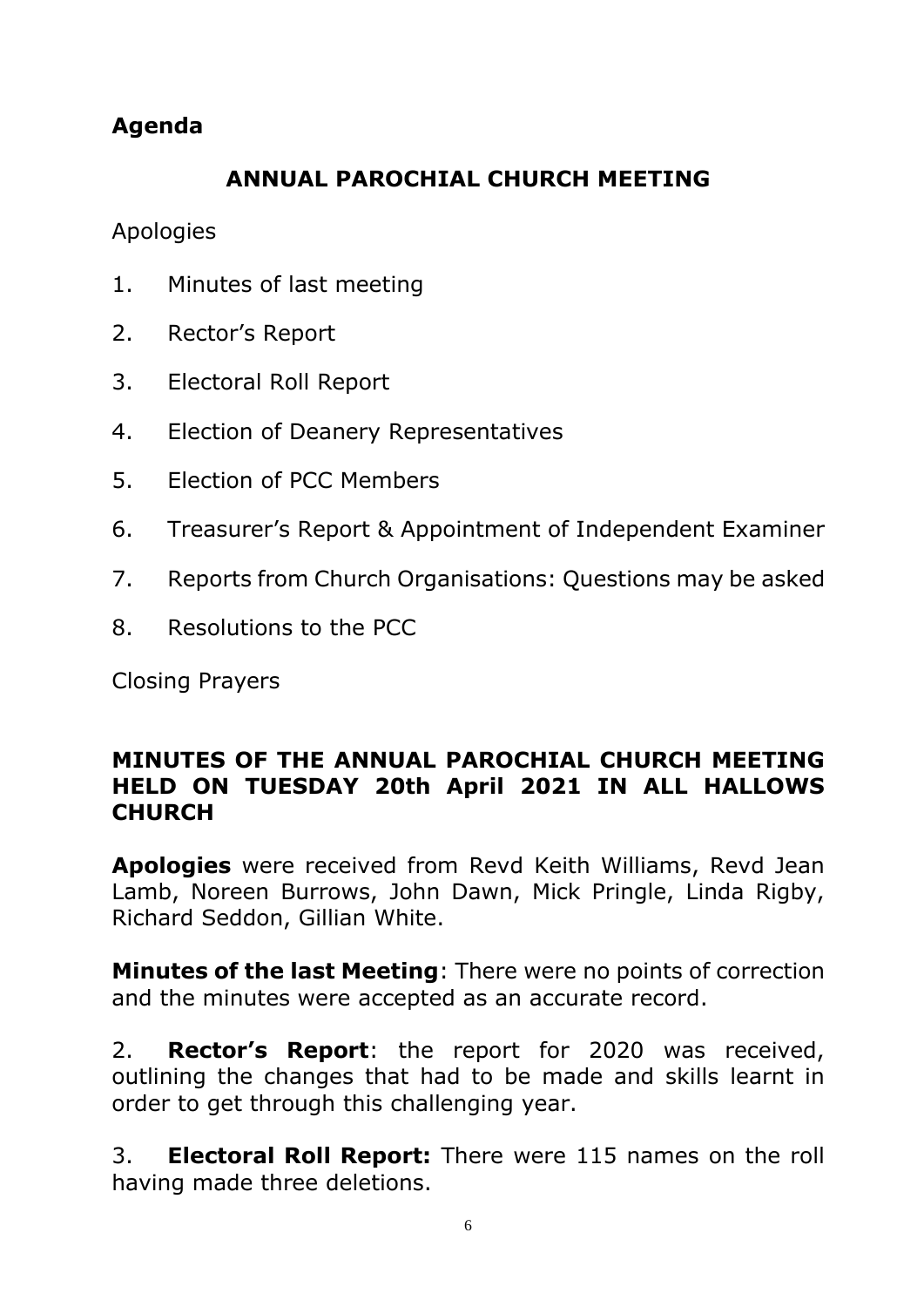## Agenda

## ANNUAL PAROCHIAL CHURCH MEETING

Apologies

1. Minutes of last meeting
2. Rector's Report
3. Electoral Roll Report
4. Election of Deanery Representatives
5. Election of PCC Members
6. Treasurer's Report & Appointment of Independent Examiner
7. Reports from Church Organisations: Questions may be asked
8. Resolutions to the PCC

Closing Prayers

### MINUTES OF THE ANNUAL PAROCHIAL CHURCH MEETING HELD ON TUESDAY 20th April 2021 IN ALL HALLOWS CHURCH

**Apologies** were received from Revd Keith Williams, Revd Jean Lamb, Noreen Burrows, John Dawn, Mick Pringle, Linda Rigby, Richard Seddon, Gillian White.

**Minutes of the last Meeting**: There were no points of correction and the minutes were accepted as an accurate record.

2. **Rector's Report**: the report for 2020 was received, outlining the changes that had to be made and skills learnt in order to get through this challenging year.

3. **Electoral Roll Report:** There were 115 names on the roll having made three deletions.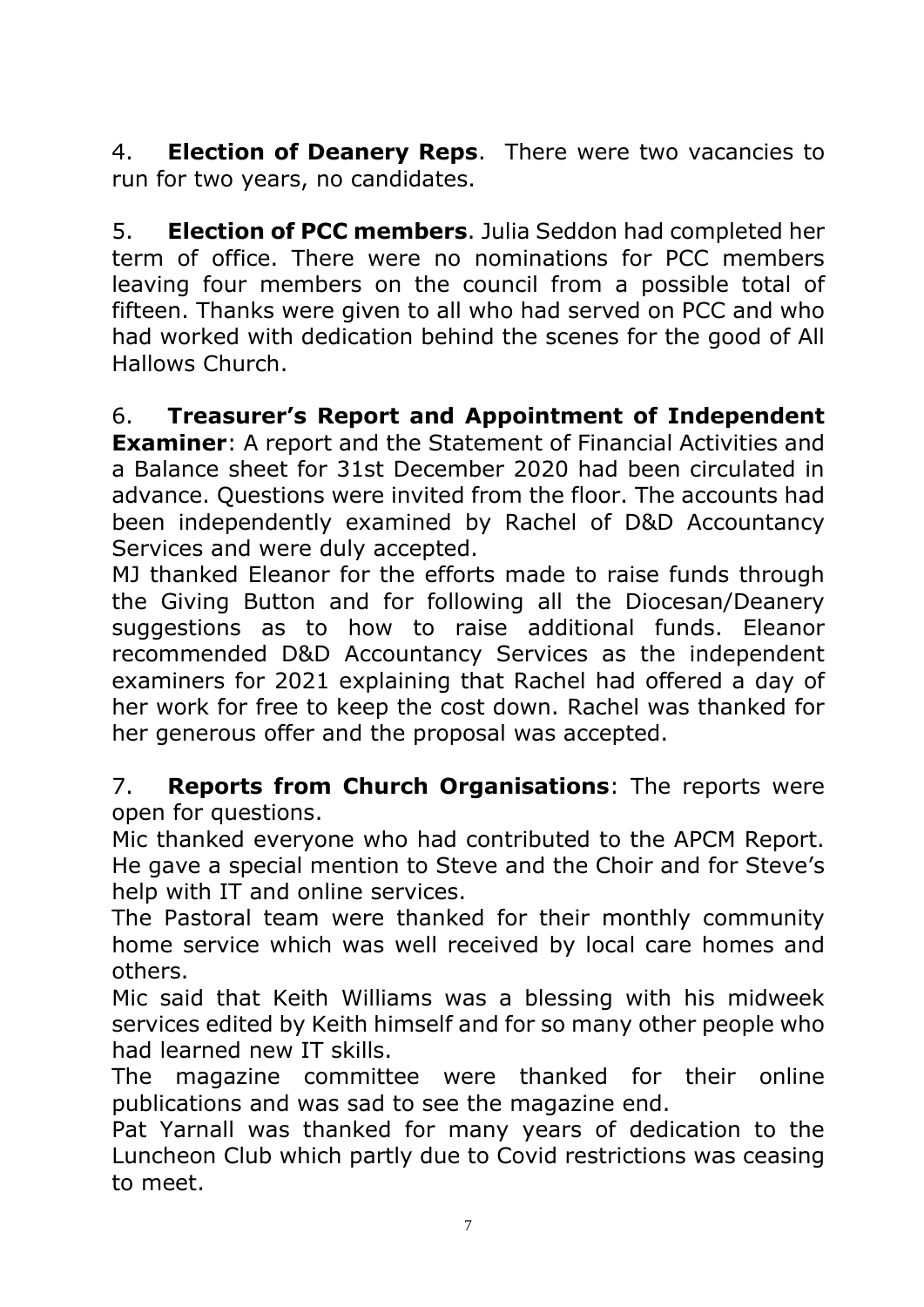4. **Election of Deanery Reps**. There were two vacancies to run for two years, no candidates.

5. **Election of PCC members**. Julia Seddon had completed her term of office. There were no nominations for PCC members leaving four members on the council from a possible total of fifteen. Thanks were given to all who had served on PCC and who had worked with dedication behind the scenes for the good of All Hallows Church.

6. **Treasurer's Report and Appointment of Independent Examiner**: A report and the Statement of Financial Activities and a Balance sheet for 31st December 2020 had been circulated in advance. Questions were invited from the floor. The accounts had been independently examined by Rachel of D&D Accountancy Services and were duly accepted.
MJ thanked Eleanor for the efforts made to raise funds through the Giving Button and for following all the Diocesan/Deanery suggestions as to how to raise additional funds. Eleanor recommended D&D Accountancy Services as the independent examiners for 2021 explaining that Rachel had offered a day of her work for free to keep the cost down. Rachel was thanked for her generous offer and the proposal was accepted.

7. **Reports from Church Organisations**: The reports were open for questions.
Mic thanked everyone who had contributed to the APCM Report. He gave a special mention to Steve and the Choir and for Steve's help with IT and online services.
The Pastoral team were thanked for their monthly community home service which was well received by local care homes and others.
Mic said that Keith Williams was a blessing with his midweek services edited by Keith himself and for so many other people who had learned new IT skills.
The magazine committee were thanked for their online publications and was sad to see the magazine end.
Pat Yarnall was thanked for many years of dedication to the Luncheon Club which partly due to Covid restrictions was ceasing to meet.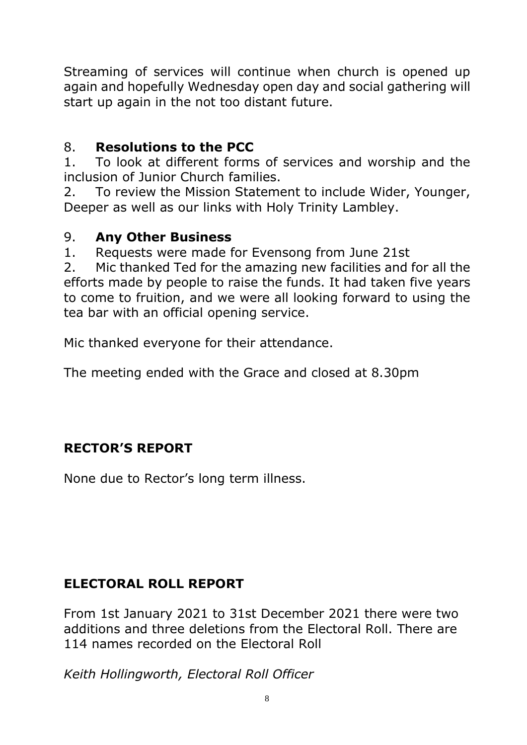Streaming of services will continue when church is opened up again and hopefully Wednesday open day and social gathering will start up again in the not too distant future.

## 8. **Resolutions to the PCC**

1. To look at different forms of services and worship and the inclusion of Junior Church families.
2. To review the Mission Statement to include Wider, Younger, Deeper as well as our links with Holy Trinity Lambley.

## 9. **Any Other Business**

1. Requests were made for Evensong from June 21st
2. Mic thanked Ted for the amazing new facilities and for all the efforts made by people to raise the funds. It had taken five years to come to fruition, and we were all looking forward to using the tea bar with an official opening service.

Mic thanked everyone for their attendance.

The meeting ended with the Grace and closed at 8.30pm

## RECTOR'S REPORT

None due to Rector's long term illness.

## ELECTORAL ROLL REPORT

From 1st January 2021 to 31st December 2021 there were two additions and three deletions from the Electoral Roll. There are 114 names recorded on the Electoral Roll

*Keith Hollingworth, Electoral Roll Officer*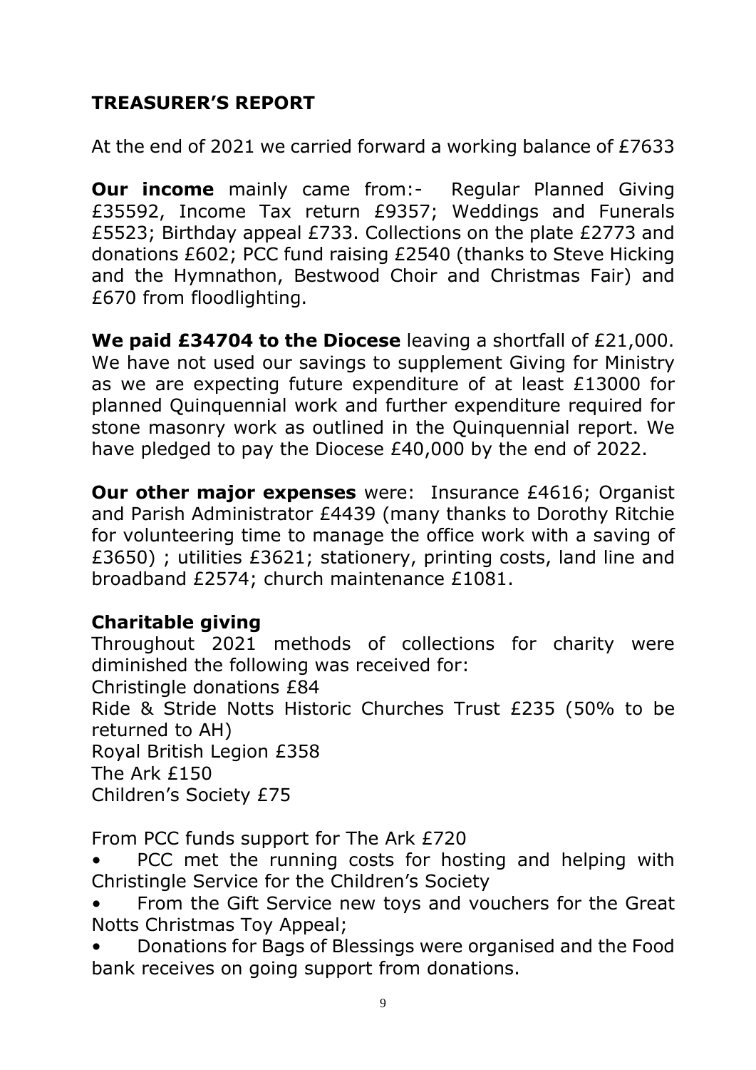## TREASURER'S REPORT

At the end of 2021 we carried forward a working balance of £7633

**Our income** mainly came from:- Regular Planned Giving £35592, Income Tax return £9357; Weddings and Funerals £5523; Birthday appeal £733. Collections on the plate £2773 and donations £602; PCC fund raising £2540 (thanks to Steve Hicking and the Hymnathon, Bestwood Choir and Christmas Fair) and £670 from floodlighting.

**We paid £34704 to the Diocese** leaving a shortfall of £21,000. We have not used our savings to supplement Giving for Ministry as we are expecting future expenditure of at least £13000 for planned Quinquennial work and further expenditure required for stone masonry work as outlined in the Quinquennial report. We have pledged to pay the Diocese £40,000 by the end of 2022.

**Our other major expenses** were: Insurance £4616; Organist and Parish Administrator £4439 (many thanks to Dorothy Ritchie for volunteering time to manage the office work with a saving of £3650) ; utilities £3621; stationery, printing costs, land line and broadband £2574; church maintenance £1081.

### Charitable giving

Throughout 2021 methods of collections for charity were diminished the following was received for:
Christingle donations £84
Ride & Stride Notts Historic Churches Trust £235 (50% to be returned to AH)
Royal British Legion £358
The Ark £150
Children's Society £75

From PCC funds support for The Ark £720

- PCC met the running costs for hosting and helping with Christingle Service for the Children's Society
- From the Gift Service new toys and vouchers for the Great Notts Christmas Toy Appeal;
- Donations for Bags of Blessings were organised and the Food bank receives on going support from donations.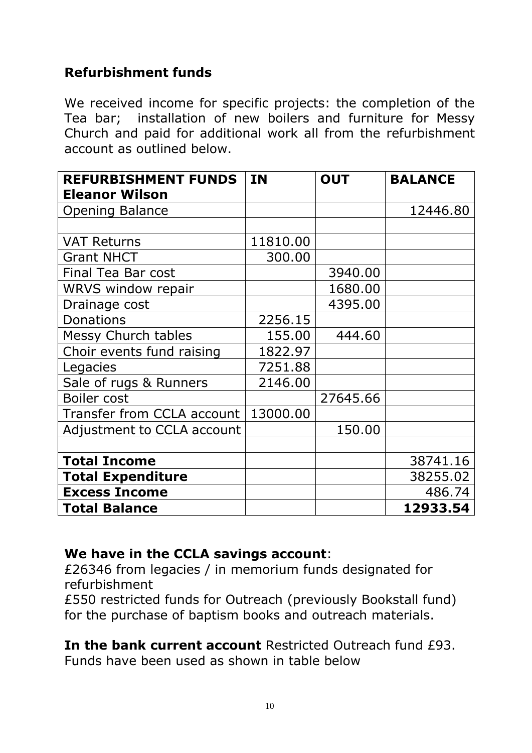## Refurbishment funds

We received income for specific projects: the completion of the Tea bar; installation of new boilers and furniture for Messy Church and paid for additional work all from the refurbishment account as outlined below.

| **REFURBISHMENT FUNDS Eleanor Wilson** | **IN** | **OUT** | **BALANCE** |
|---|---|---|---|
| Opening Balance | | | 12446.80 |
| | | | |
| VAT Returns | 11810.00 | | |
| Grant NHCT | 300.00 | | |
| Final Tea Bar cost | | 3940.00 | |
| WRVS window repair | | 1680.00 | |
| Drainage cost | | 4395.00 | |
| Donations | 2256.15 | | |
| Messy Church tables | 155.00 | 444.60 | |
| Choir events fund raising | 1822.97 | | |
| Legacies | 7251.88 | | |
| Sale of rugs & Runners | 2146.00 | | |
| Boiler cost | | 27645.66 | |
| Transfer from CCLA account | 13000.00 | | |
| Adjustment to CCLA account | | 150.00 | |
| | | | |
| **Total Income** | | | 38741.16 |
| **Total Expenditure** | | | 38255.02 |
| **Excess Income** | | | 486.74 |
| **Total Balance** | | | **12933.54** |

**We have in the CCLA savings account**:
£26346 from legacies / in memorium funds designated for refurbishment
£550 restricted funds for Outreach (previously Bookstall fund) for the purchase of baptism books and outreach materials.

**In the bank current account** Restricted Outreach fund £93. Funds have been used as shown in table below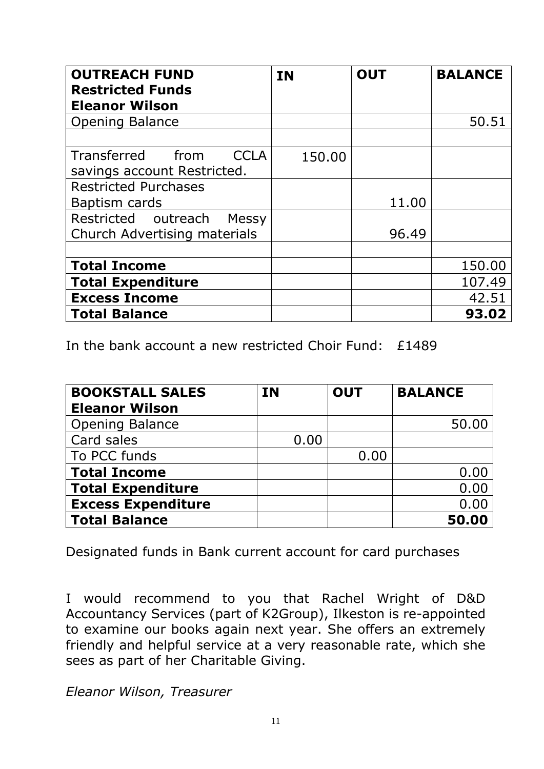| **OUTREACH FUND Restricted Funds Eleanor Wilson** | **IN** | **OUT** | **BALANCE** |
|---|---|---|---|
| Opening Balance | | | 50.51 |
| | | | |
| Transferred from CCLA savings account Restricted. | 150.00 | | |
| Restricted Purchases Baptism cards | | 11.00 | |
| Restricted outreach Messy Church Advertising materials | | 96.49 | |
| | | | |
| **Total Income** | | | 150.00 |
| **Total Expenditure** | | | 107.49 |
| **Excess Income** | | | 42.51 |
| **Total Balance** | | | **93.02** |

In the bank account a new restricted Choir Fund: £1489

| **BOOKSTALL SALES Eleanor Wilson** | **IN** | **OUT** | **BALANCE** |
|---|---|---|---|
| Opening Balance | | | 50.00 |
| Card sales | 0.00 | | |
| To PCC funds | | 0.00 | |
| **Total Income** | | | 0.00 |
| **Total Expenditure** | | | 0.00 |
| **Excess Expenditure** | | | 0.00 |
| **Total Balance** | | | **50.00** |

Designated funds in Bank current account for card purchases

I would recommend to you that Rachel Wright of D&D Accountancy Services (part of K2Group), Ilkeston is re-appointed to examine our books again next year. She offers an extremely friendly and helpful service at a very reasonable rate, which she sees as part of her Charitable Giving.

*Eleanor Wilson, Treasurer*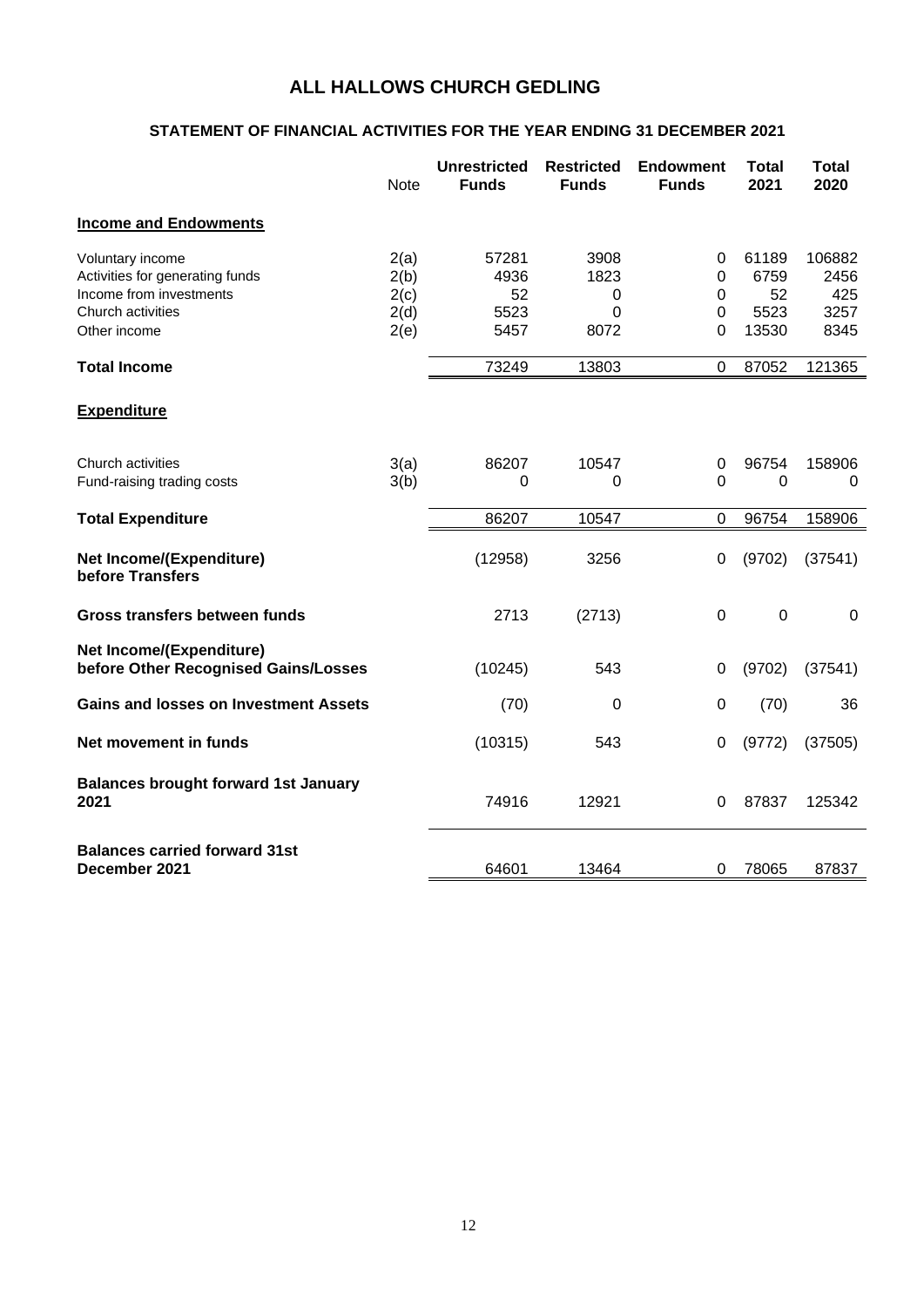# ALL HALLOWS CHURCH GEDLING

## STATEMENT OF FINANCIAL ACTIVITIES FOR THE YEAR ENDING 31 DECEMBER 2021

| | Note | Unrestricted Funds | Restricted Funds | Endowment Funds | Total 2021 | Total 2020 |
|---|---|---|---|---|---|---|
| **Income and Endowments** | | | | | | |
| Voluntary income | 2(a) | 57281 | 3908 | 0 | 61189 | 106882 |
| Activities for generating funds | 2(b) | 4936 | 1823 | 0 | 6759 | 2456 |
| Income from investments | 2(c) | 52 | 0 | 0 | 52 | 425 |
| Church activities | 2(d) | 5523 | 0 | 0 | 5523 | 3257 |
| Other income | 2(e) | 5457 | 8072 | 0 | 13530 | 8345 |
| **Total Income** | | 73249 | 13803 | 0 | 87052 | 121365 |
| **Expenditure** | | | | | | |
| Church activities | 3(a) | 86207 | 10547 | 0 | 96754 | 158906 |
| Fund-raising trading costs | 3(b) | 0 | 0 | 0 | 0 | 0 |
| **Total Expenditure** | | 86207 | 10547 | 0 | 96754 | 158906 |
| **Net Income/(Expenditure) before Transfers** | | (12958) | 3256 | 0 | (9702) | (37541) |
| **Gross transfers between funds** | | 2713 | (2713) | 0 | 0 | 0 |
| **Net Income/(Expenditure) before Other Recognised Gains/Losses** | | (10245) | 543 | 0 | (9702) | (37541) |
| **Gains and losses on Investment Assets** | | (70) | 0 | 0 | (70) | 36 |
| **Net movement in funds** | | (10315) | 543 | 0 | (9772) | (37505) |
| **Balances brought forward 1st January 2021** | | 74916 | 12921 | 0 | 87837 | 125342 |
| **Balances carried forward 31st December 2021** | | 64601 | 13464 | 0 | 78065 | 87837 |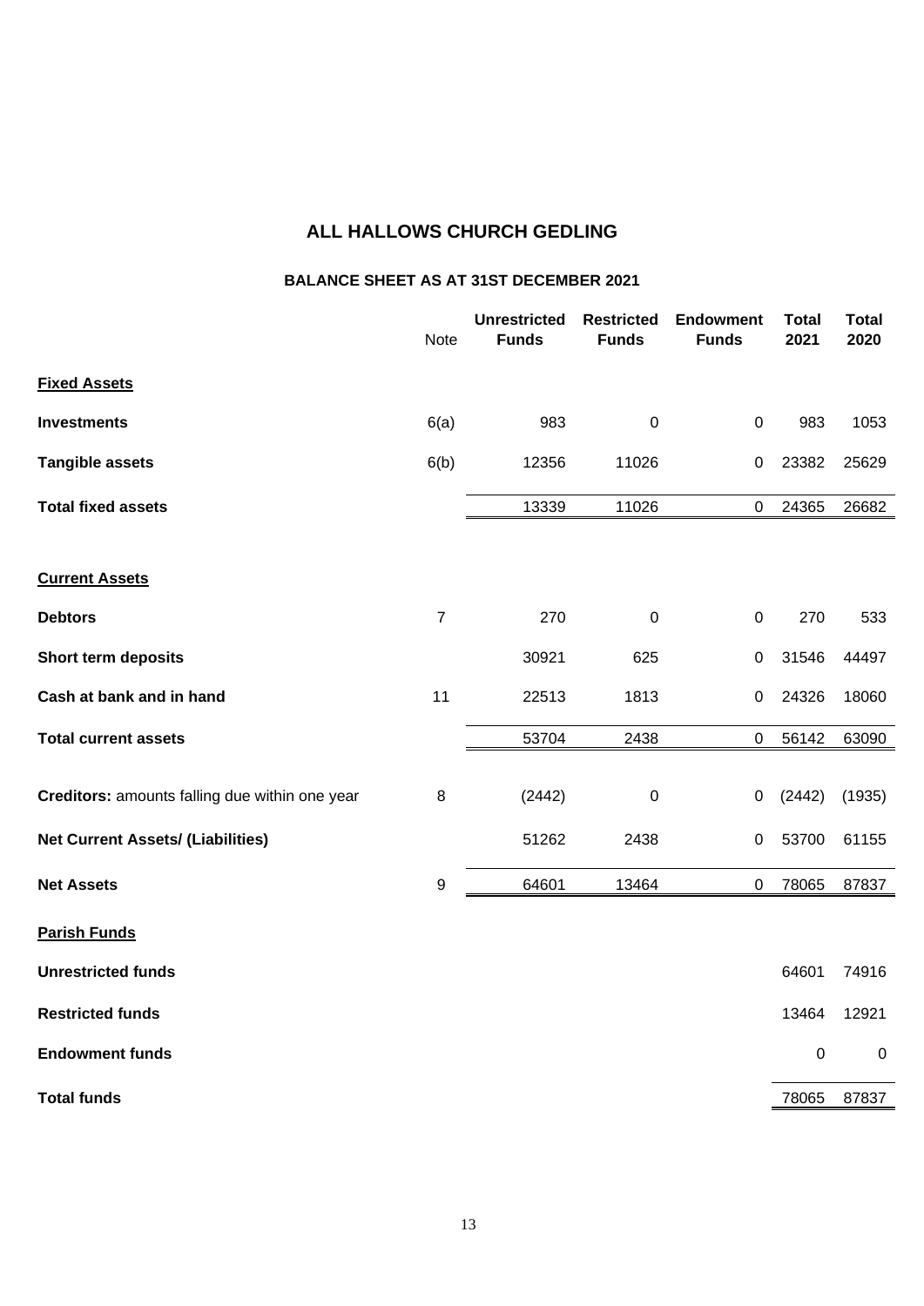# ALL HALLOWS CHURCH GEDLING

## BALANCE SHEET AS AT 31ST DECEMBER 2021

| | Note | Unrestricted Funds | Restricted Funds | Endowment Funds | Total 2021 | Total 2020 |
|---|---|---|---|---|---|---|
| **Fixed Assets** | | | | | | |
| **Investments** | 6(a) | 983 | 0 | 0 | 983 | 1053 |
| **Tangible assets** | 6(b) | 12356 | 11026 | 0 | 23382 | 25629 |
| **Total fixed assets** | | 13339 | 11026 | 0 | 24365 | 26682 |
| **Current Assets** | | | | | | |
| **Debtors** | 7 | 270 | 0 | 0 | 270 | 533 |
| **Short term deposits** | | 30921 | 625 | 0 | 31546 | 44497 |
| **Cash at bank and in hand** | 11 | 22513 | 1813 | 0 | 24326 | 18060 |
| **Total current assets** | | 53704 | 2438 | 0 | 56142 | 63090 |
| **Creditors:** amounts falling due within one year | 8 | (2442) | 0 | 0 | (2442) | (1935) |
| **Net Current Assets/ (Liabilities)** | | 51262 | 2438 | 0 | 53700 | 61155 |
| **Net Assets** | 9 | 64601 | 13464 | 0 | 78065 | 87837 |
| **Parish Funds** | | | | | | |
| **Unrestricted funds** | | | | | 64601 | 74916 |
| **Restricted funds** | | | | | 13464 | 12921 |
| **Endowment funds** | | | | | 0 | 0 |
| **Total funds** | | | | | 78065 | 87837 |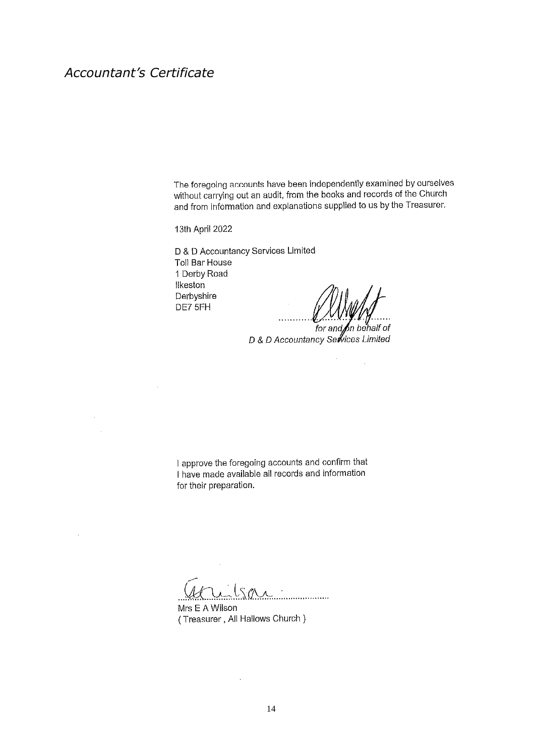# *Accountant's Certificate*

The foregoing accounts have been independently examined by ourselves without carrying out an audit, from the books and records of the Church and from information and explanations supplied to us by the Treasurer.

13th April 2022

D & D Accountancy Services Limited
Toll Bar House
1 Derby Road
Ilkeston
Derbyshire
DE7 5FH

...........................................
*for and on behalf of*
*D & D Accountancy Services Limited*

I approve the foregoing accounts and confirm that I have made available all records and information for their preparation.

...........................................
Mrs E A Wilson
( Treasurer , All Hallows Church )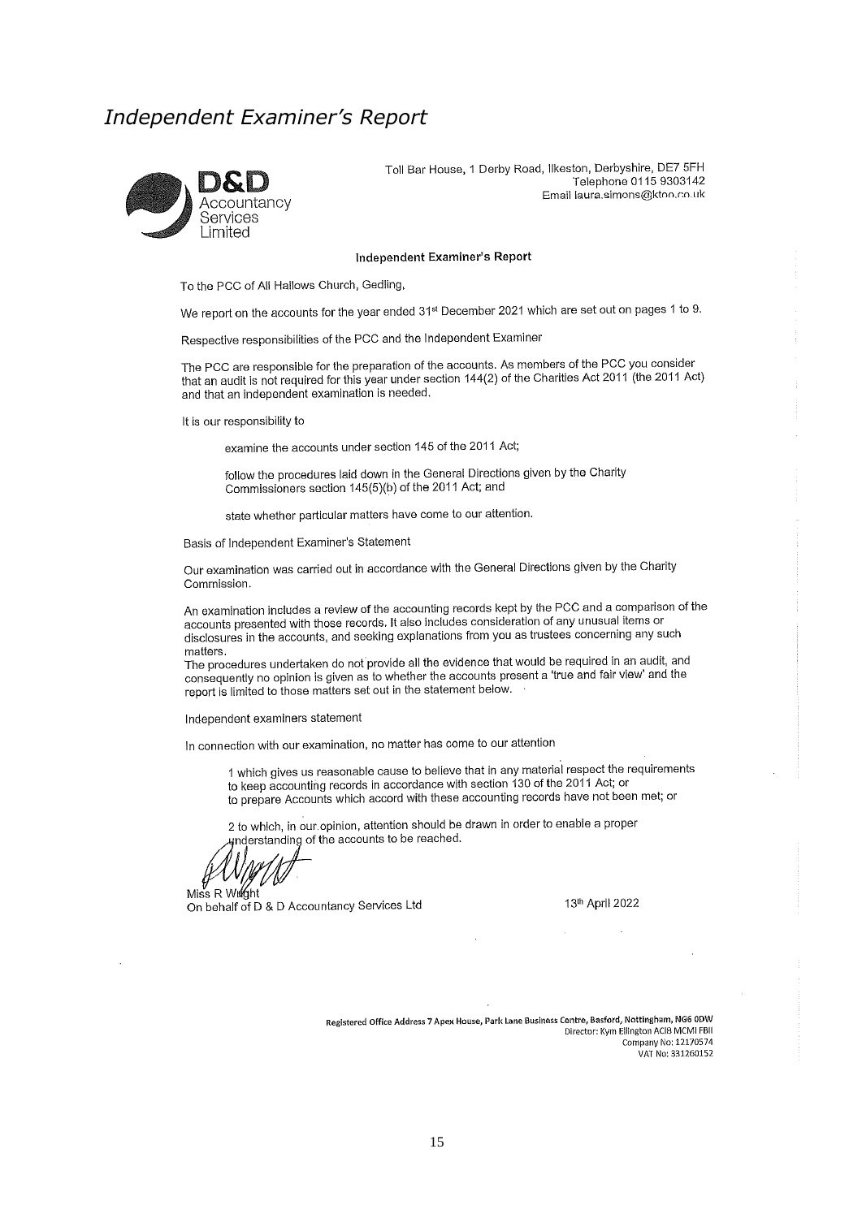# *Independent Examiner's Report*

**D&D** Accountancy Services Limited

Toll Bar House, 1 Derby Road, Ilkeston, Derbyshire, DE7 5FH
Telephone 0115 9303142
Email laura.simons@ktoo.co.uk

**Independent Examiner's Report**

To the PCC of All Hallows Church, Gedling,

We report on the accounts for the year ended 31st December 2021 which are set out on pages 1 to 9.

Respective responsibilities of the PCC and the Independent Examiner

The PCC are responsible for the preparation of the accounts. As members of the PCC you consider that an audit is not required for this year under section 144(2) of the Charities Act 2011 (the 2011 Act) and that an independent examination is needed.

It is our responsibility to

examine the accounts under section 145 of the 2011 Act;

follow the procedures laid down in the General Directions given by the Charity Commissioners section 145(5)(b) of the 2011 Act; and

state whether particular matters have come to our attention.

Basis of Independent Examiner's Statement

Our examination was carried out in accordance with the General Directions given by the Charity Commission.

An examination includes a review of the accounting records kept by the PCC and a comparison of the accounts presented with those records. It also includes consideration of any unusual items or disclosures in the accounts, and seeking explanations from you as trustees concerning any such matters.
The procedures undertaken do not provide all the evidence that would be required in an audit, and consequently no opinion is given as to whether the accounts present a 'true and fair view' and the report is limited to those matters set out in the statement below.

Independent examiners statement

In connection with our examination, no matter has come to our attention

1 which gives us reasonable cause to believe that in any material respect the requirements to keep accounting records in accordance with section 130 of the 2011 Act; or
to prepare Accounts which accord with these accounting records have not been met; or

2 to which, in our opinion, attention should be drawn in order to enable a proper understanding of the accounts to be reached.

Miss R Wright
On behalf of D & D Accountancy Services Ltd

13th April 2022

Registered Office Address 7 Apex House, Park Lane Business Centre, Basford, Nottingham, NG6 0DW
Director: Kym Ellington ACIB MCMI FBII
Company No: 12170574
VAT No: 331260152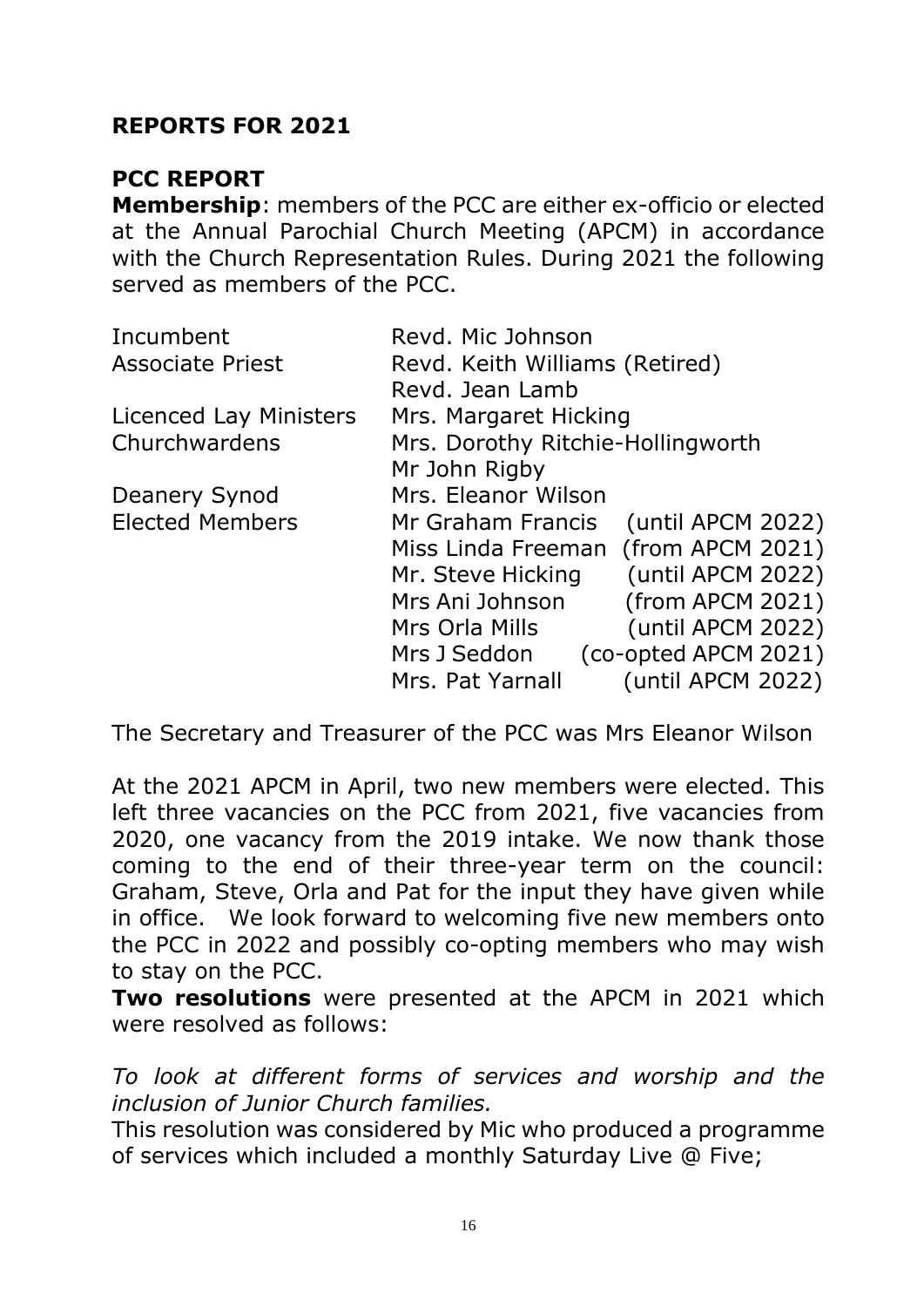## REPORTS FOR 2021

### PCC REPORT

**Membership**: members of the PCC are either ex-officio or elected at the Annual Parochial Church Meeting (APCM) in accordance with the Church Representation Rules. During 2021 the following served as members of the PCC.

| | | |
|---|---|---|
| Incumbent | Revd. Mic Johnson | |
| Associate Priest | Revd. Keith Williams (Retired) | |
| | Revd. Jean Lamb | |
| Licenced Lay Ministers | Mrs. Margaret Hicking | |
| Churchwardens | Mrs. Dorothy Ritchie-Hollingworth | |
| | Mr John Rigby | |
| Deanery Synod | Mrs. Eleanor Wilson | |
| Elected Members | Mr Graham Francis | (until APCM 2022) |
| | Miss Linda Freeman | (from APCM 2021) |
| | Mr. Steve Hicking | (until APCM 2022) |
| | Mrs Ani Johnson | (from APCM 2021) |
| | Mrs Orla Mills | (until APCM 2022) |
| | Mrs J Seddon | (co-opted APCM 2021) |
| | Mrs. Pat Yarnall | (until APCM 2022) |

The Secretary and Treasurer of the PCC was Mrs Eleanor Wilson

At the 2021 APCM in April, two new members were elected. This left three vacancies on the PCC from 2021, five vacancies from 2020, one vacancy from the 2019 intake. We now thank those coming to the end of their three-year term on the council: Graham, Steve, Orla and Pat for the input they have given while in office. We look forward to welcoming five new members onto the PCC in 2022 and possibly co-opting members who may wish to stay on the PCC.

**Two resolutions** were presented at the APCM in 2021 which were resolved as follows:

*To look at different forms of services and worship and the inclusion of Junior Church families.*

This resolution was considered by Mic who produced a programme of services which included a monthly Saturday Live @ Five;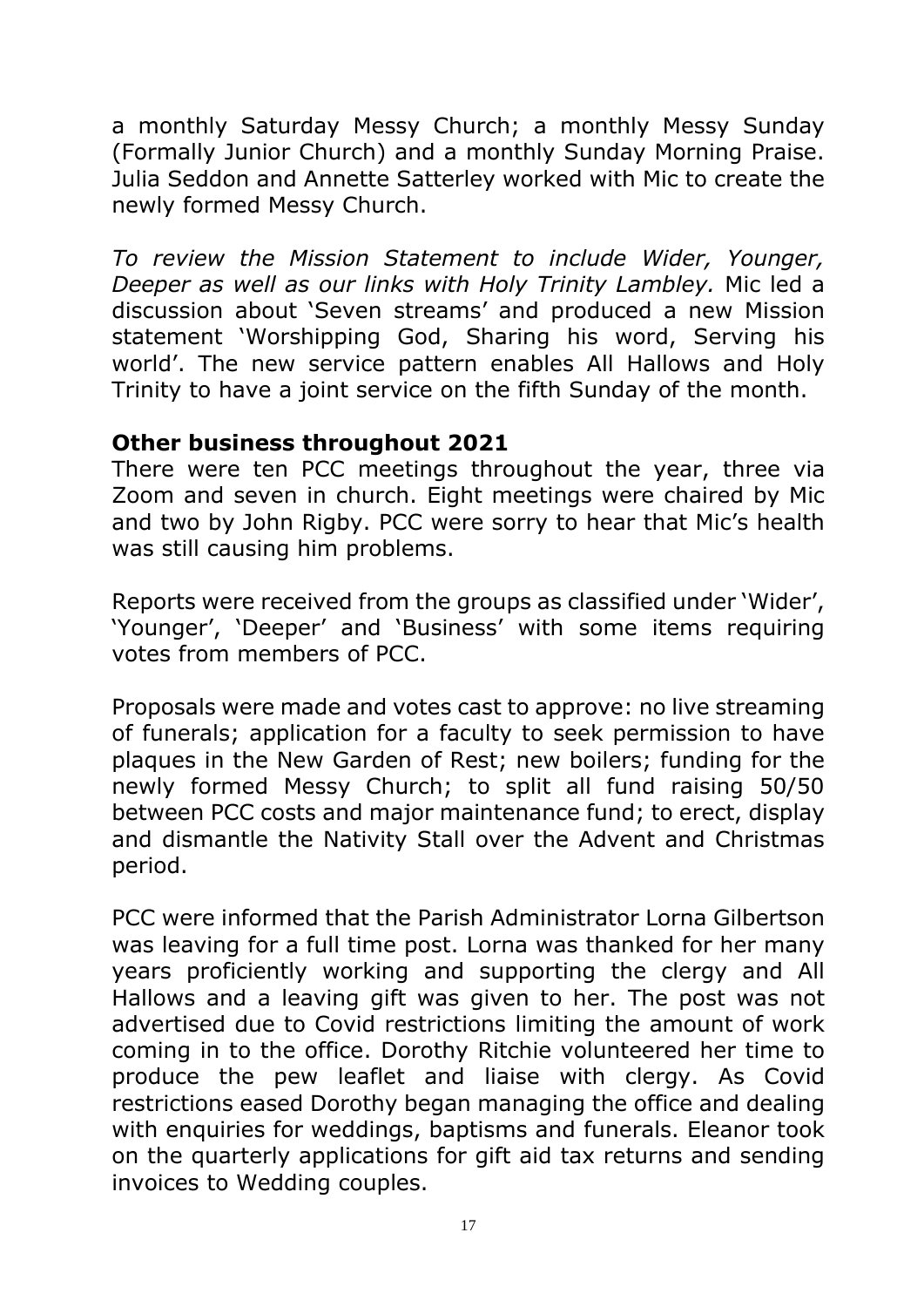a monthly Saturday Messy Church; a monthly Messy Sunday (Formally Junior Church) and a monthly Sunday Morning Praise. Julia Seddon and Annette Satterley worked with Mic to create the newly formed Messy Church.

*To review the Mission Statement to include Wider, Younger, Deeper as well as our links with Holy Trinity Lambley.* Mic led a discussion about 'Seven streams' and produced a new Mission statement 'Worshipping God, Sharing his word, Serving his world'. The new service pattern enables All Hallows and Holy Trinity to have a joint service on the fifth Sunday of the month.

**Other business throughout 2021**

There were ten PCC meetings throughout the year, three via Zoom and seven in church. Eight meetings were chaired by Mic and two by John Rigby. PCC were sorry to hear that Mic's health was still causing him problems.

Reports were received from the groups as classified under 'Wider', 'Younger', 'Deeper' and 'Business' with some items requiring votes from members of PCC.

Proposals were made and votes cast to approve: no live streaming of funerals; application for a faculty to seek permission to have plaques in the New Garden of Rest; new boilers; funding for the newly formed Messy Church; to split all fund raising 50/50 between PCC costs and major maintenance fund; to erect, display and dismantle the Nativity Stall over the Advent and Christmas period.

PCC were informed that the Parish Administrator Lorna Gilbertson was leaving for a full time post. Lorna was thanked for her many years proficiently working and supporting the clergy and All Hallows and a leaving gift was given to her. The post was not advertised due to Covid restrictions limiting the amount of work coming in to the office. Dorothy Ritchie volunteered her time to produce the pew leaflet and liaise with clergy. As Covid restrictions eased Dorothy began managing the office and dealing with enquiries for weddings, baptisms and funerals. Eleanor took on the quarterly applications for gift aid tax returns and sending invoices to Wedding couples.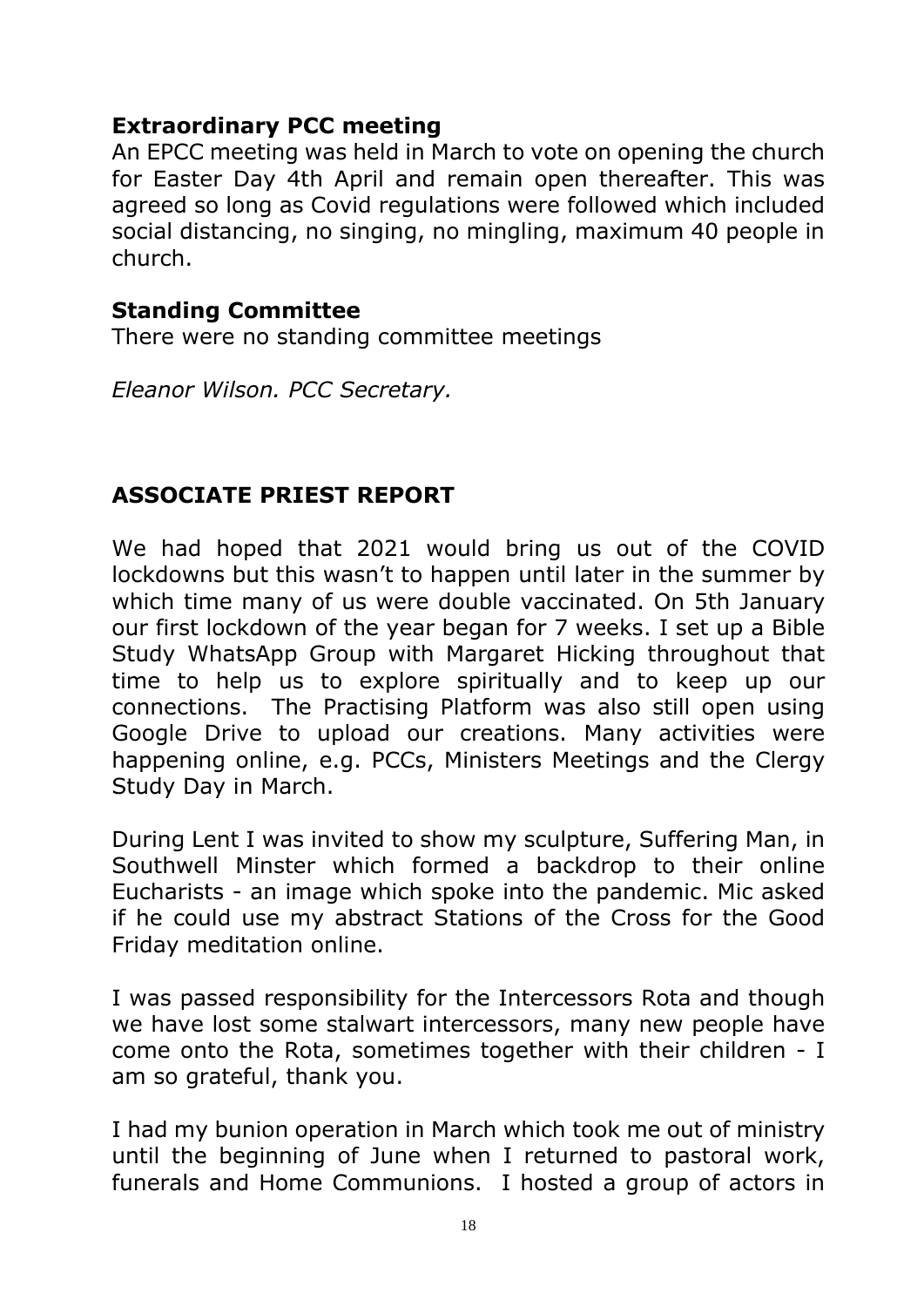### Extraordinary PCC meeting

An EPCC meeting was held in March to vote on opening the church for Easter Day 4th April and remain open thereafter. This was agreed so long as Covid regulations were followed which included social distancing, no singing, no mingling, maximum 40 people in church.

### Standing Committee

There were no standing committee meetings

*Eleanor Wilson. PCC Secretary.*

## ASSOCIATE PRIEST REPORT

We had hoped that 2021 would bring us out of the COVID lockdowns but this wasn't to happen until later in the summer by which time many of us were double vaccinated. On 5th January our first lockdown of the year began for 7 weeks. I set up a Bible Study WhatsApp Group with Margaret Hicking throughout that time to help us to explore spiritually and to keep up our connections. The Practising Platform was also still open using Google Drive to upload our creations. Many activities were happening online, e.g. PCCs, Ministers Meetings and the Clergy Study Day in March.

During Lent I was invited to show my sculpture, Suffering Man, in Southwell Minster which formed a backdrop to their online Eucharists - an image which spoke into the pandemic. Mic asked if he could use my abstract Stations of the Cross for the Good Friday meditation online.

I was passed responsibility for the Intercessors Rota and though we have lost some stalwart intercessors, many new people have come onto the Rota, sometimes together with their children - I am so grateful, thank you.

I had my bunion operation in March which took me out of ministry until the beginning of June when I returned to pastoral work, funerals and Home Communions. I hosted a group of actors in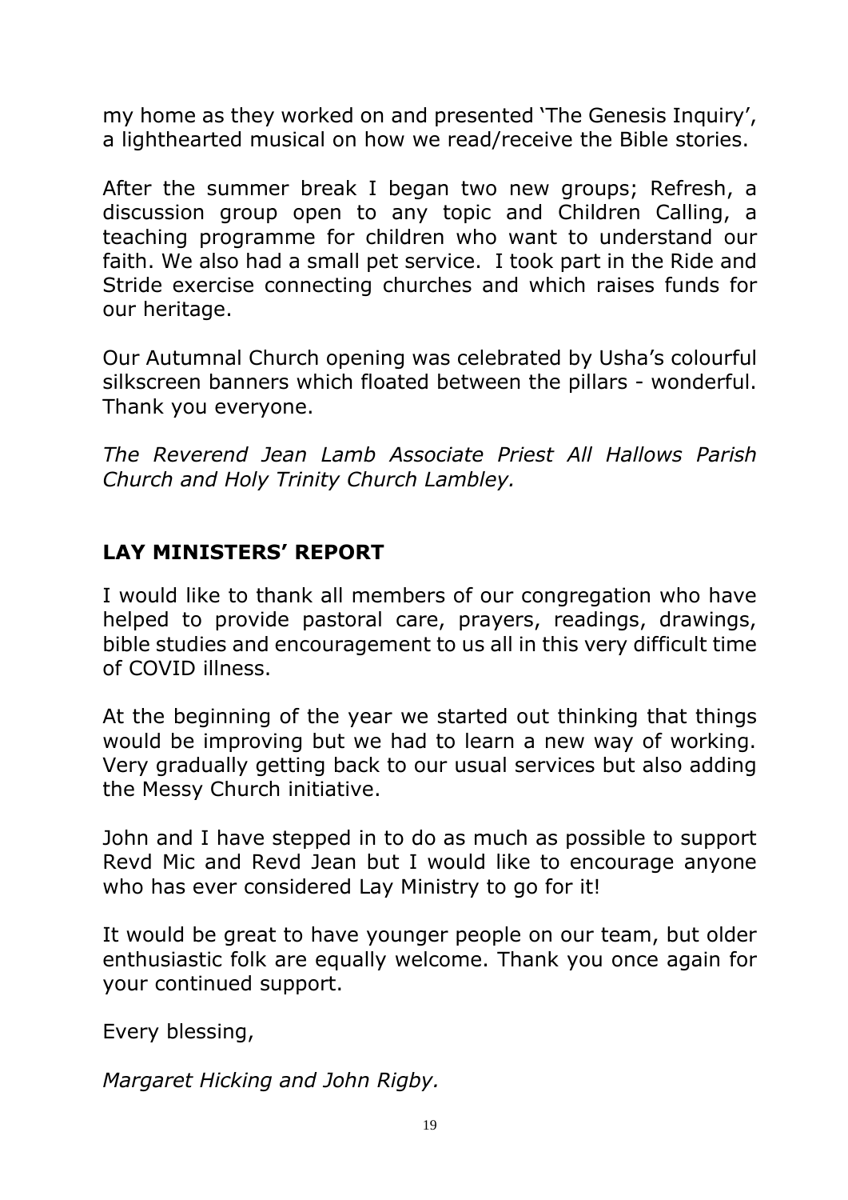my home as they worked on and presented 'The Genesis Inquiry', a lighthearted musical on how we read/receive the Bible stories.

After the summer break I began two new groups; Refresh, a discussion group open to any topic and Children Calling, a teaching programme for children who want to understand our faith. We also had a small pet service. I took part in the Ride and Stride exercise connecting churches and which raises funds for our heritage.

Our Autumnal Church opening was celebrated by Usha's colourful silkscreen banners which floated between the pillars - wonderful. Thank you everyone.

*The Reverend Jean Lamb Associate Priest All Hallows Parish Church and Holy Trinity Church Lambley.*

## LAY MINISTERS' REPORT

I would like to thank all members of our congregation who have helped to provide pastoral care, prayers, readings, drawings, bible studies and encouragement to us all in this very difficult time of COVID illness.

At the beginning of the year we started out thinking that things would be improving but we had to learn a new way of working. Very gradually getting back to our usual services but also adding the Messy Church initiative.

John and I have stepped in to do as much as possible to support Revd Mic and Revd Jean but I would like to encourage anyone who has ever considered Lay Ministry to go for it!

It would be great to have younger people on our team, but older enthusiastic folk are equally welcome. Thank you once again for your continued support.

Every blessing,

*Margaret Hicking and John Rigby.*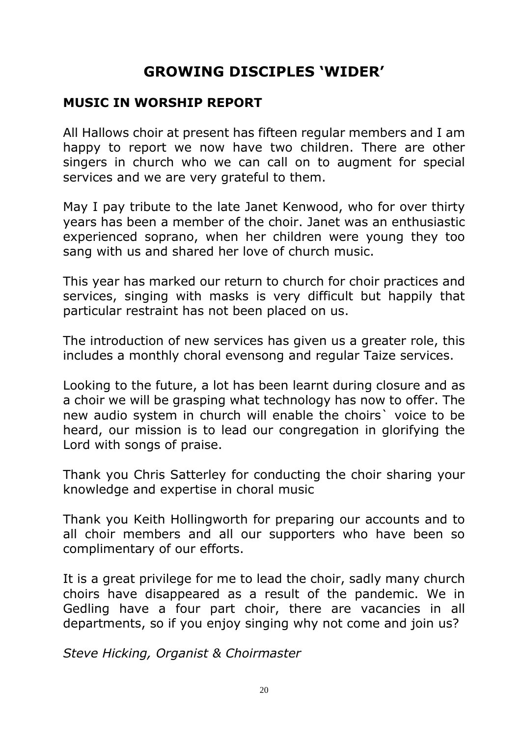# GROWING DISCIPLES 'WIDER'

## MUSIC IN WORSHIP REPORT

All Hallows choir at present has fifteen regular members and I am happy to report we now have two children. There are other singers in church who we can call on to augment for special services and we are very grateful to them.

May I pay tribute to the late Janet Kenwood, who for over thirty years has been a member of the choir. Janet was an enthusiastic experienced soprano, when her children were young they too sang with us and shared her love of church music.

This year has marked our return to church for choir practices and services, singing with masks is very difficult but happily that particular restraint has not been placed on us.

The introduction of new services has given us a greater role, this includes a monthly choral evensong and regular Taize services.

Looking to the future, a lot has been learnt during closure and as a choir we will be grasping what technology has now to offer. The new audio system in church will enable the choirs` voice to be heard, our mission is to lead our congregation in glorifying the Lord with songs of praise.

Thank you Chris Satterley for conducting the choir sharing your knowledge and expertise in choral music

Thank you Keith Hollingworth for preparing our accounts and to all choir members and all our supporters who have been so complimentary of our efforts.

It is a great privilege for me to lead the choir, sadly many church choirs have disappeared as a result of the pandemic. We in Gedling have a four part choir, there are vacancies in all departments, so if you enjoy singing why not come and join us?

*Steve Hicking, Organist & Choirmaster*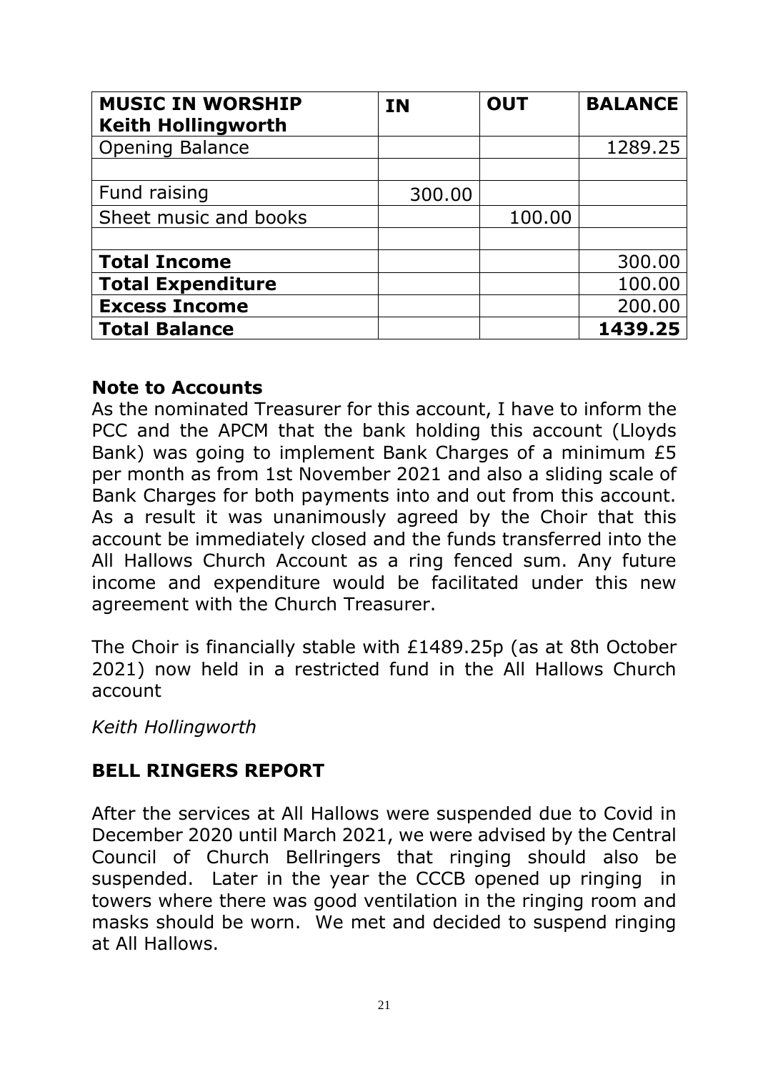| **MUSIC IN WORSHIP Keith Hollingworth** | **IN** | **OUT** | **BALANCE** |
| --- | --- | --- | --- |
| Opening Balance | | | 1289.25 |
| | | | |
| Fund raising | 300.00 | | |
| Sheet music and books | | 100.00 | |
| | | | |
| **Total Income** | | | 300.00 |
| **Total Expenditure** | | | 100.00 |
| **Excess Income** | | | 200.00 |
| **Total Balance** | | | **1439.25** |

### Note to Accounts

As the nominated Treasurer for this account, I have to inform the PCC and the APCM that the bank holding this account (Lloyds Bank) was going to implement Bank Charges of a minimum £5 per month as from 1st November 2021 and also a sliding scale of Bank Charges for both payments into and out from this account. As a result it was unanimously agreed by the Choir that this account be immediately closed and the funds transferred into the All Hallows Church Account as a ring fenced sum. Any future income and expenditure would be facilitated under this new agreement with the Church Treasurer.

The Choir is financially stable with £1489.25p (as at 8th October 2021) now held in a restricted fund in the All Hallows Church account

*Keith Hollingworth*

## BELL RINGERS REPORT

After the services at All Hallows were suspended due to Covid in December 2020 until March 2021, we were advised by the Central Council of Church Bellringers that ringing should also be suspended. Later in the year the CCCB opened up ringing in towers where there was good ventilation in the ringing room and masks should be worn. We met and decided to suspend ringing at All Hallows.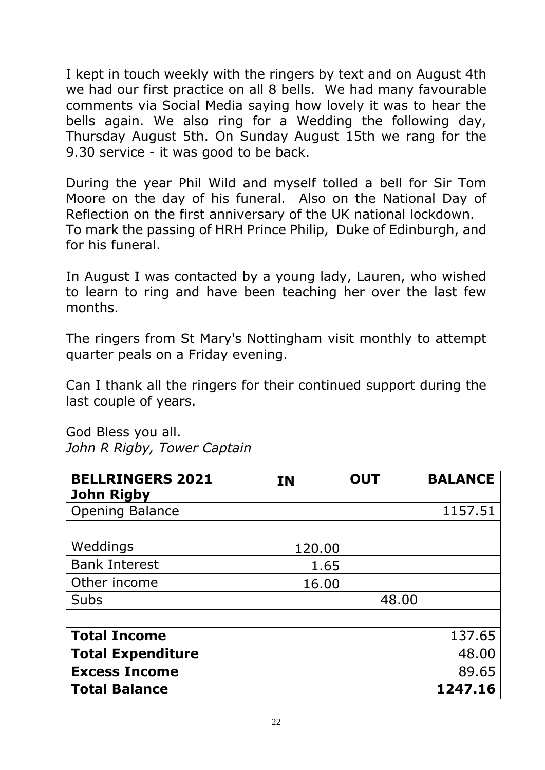I kept in touch weekly with the ringers by text and on August 4th we had our first practice on all 8 bells. We had many favourable comments via Social Media saying how lovely it was to hear the bells again. We also ring for a Wedding the following day, Thursday August 5th. On Sunday August 15th we rang for the 9.30 service - it was good to be back.

During the year Phil Wild and myself tolled a bell for Sir Tom Moore on the day of his funeral. Also on the National Day of Reflection on the first anniversary of the UK national lockdown. To mark the passing of HRH Prince Philip, Duke of Edinburgh, and for his funeral.

In August I was contacted by a young lady, Lauren, who wished to learn to ring and have been teaching her over the last few months.

The ringers from St Mary's Nottingham visit monthly to attempt quarter peals on a Friday evening.

Can I thank all the ringers for their continued support during the last couple of years.

God Bless you all.
*John R Rigby, Tower Captain*

| **BELLRINGERS 2021 John Rigby** | **IN** | **OUT** | **BALANCE** |
|---|---|---|---|
| Opening Balance | | | 1157.51 |
| | | | |
| Weddings | 120.00 | | |
| Bank Interest | 1.65 | | |
| Other income | 16.00 | | |
| Subs | | 48.00 | |
| | | | |
| **Total Income** | | | 137.65 |
| **Total Expenditure** | | | 48.00 |
| **Excess Income** | | | 89.65 |
| **Total Balance** | | | **1247.16** |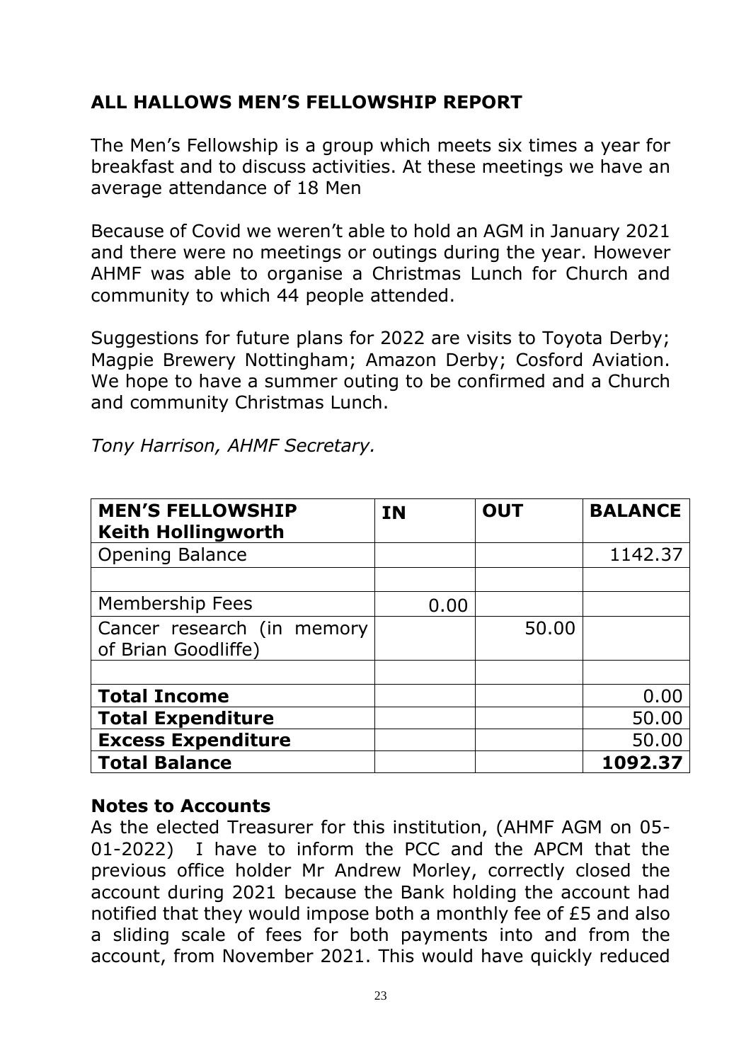## ALL HALLOWS MEN'S FELLOWSHIP REPORT

The Men's Fellowship is a group which meets six times a year for breakfast and to discuss activities. At these meetings we have an average attendance of 18 Men

Because of Covid we weren't able to hold an AGM in January 2021 and there were no meetings or outings during the year. However AHMF was able to organise a Christmas Lunch for Church and community to which 44 people attended.

Suggestions for future plans for 2022 are visits to Toyota Derby; Magpie Brewery Nottingham; Amazon Derby; Cosford Aviation. We hope to have a summer outing to be confirmed and a Church and community Christmas Lunch.

*Tony Harrison, AHMF Secretary.*

| **MEN'S FELLOWSHIP Keith Hollingworth** | **IN** | **OUT** | **BALANCE** |
|---|---|---|---|
| Opening Balance | | | 1142.37 |
| | | | |
| Membership Fees | 0.00 | | |
| Cancer research (in memory of Brian Goodliffe) | | 50.00 | |
| | | | |
| **Total Income** | | | 0.00 |
| **Total Expenditure** | | | 50.00 |
| **Excess Expenditure** | | | 50.00 |
| **Total Balance** | | | **1092.37** |

### Notes to Accounts

As the elected Treasurer for this institution, (AHMF AGM on 05-01-2022) I have to inform the PCC and the APCM that the previous office holder Mr Andrew Morley, correctly closed the account during 2021 because the Bank holding the account had notified that they would impose both a monthly fee of £5 and also a sliding scale of fees for both payments into and from the account, from November 2021. This would have quickly reduced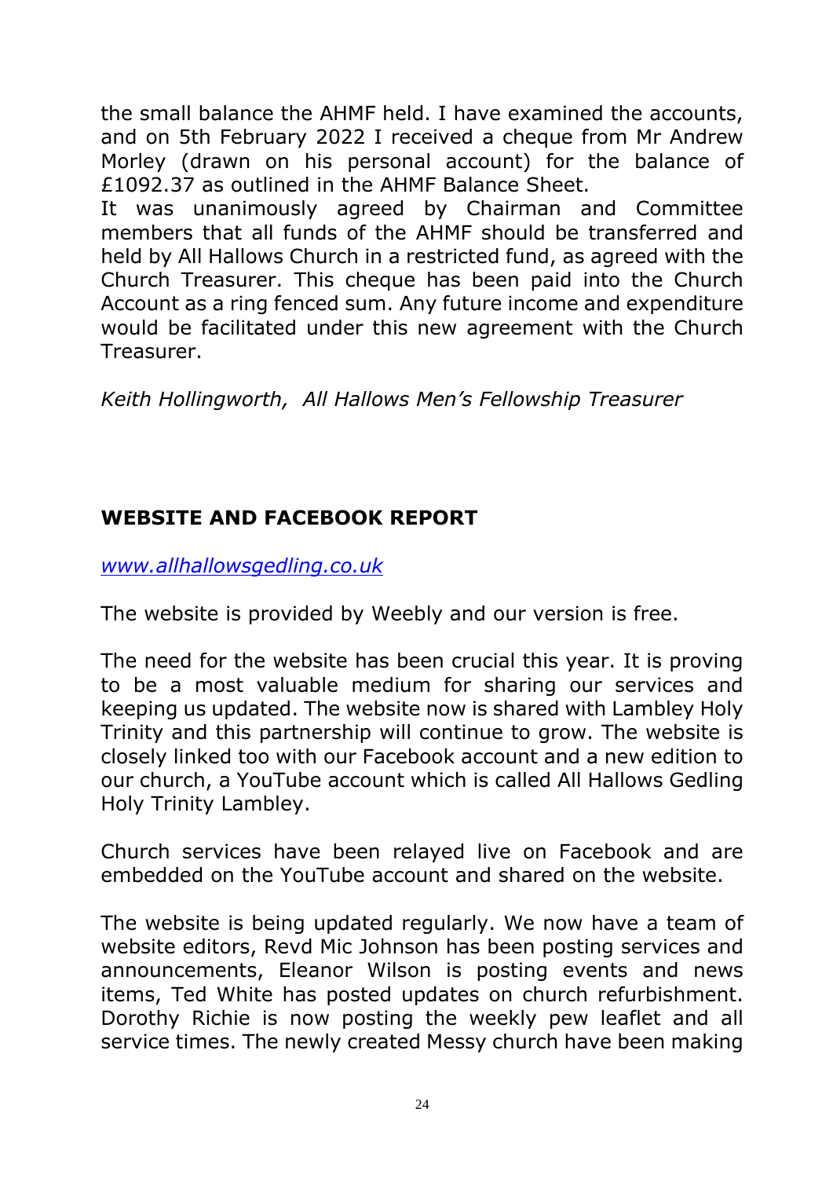the small balance the AHMF held. I have examined the accounts, and on 5th February 2022 I received a cheque from Mr Andrew Morley (drawn on his personal account) for the balance of £1092.37 as outlined in the AHMF Balance Sheet.
It was unanimously agreed by Chairman and Committee members that all funds of the AHMF should be transferred and held by All Hallows Church in a restricted fund, as agreed with the Church Treasurer. This cheque has been paid into the Church Account as a ring fenced sum. Any future income and expenditure would be facilitated under this new agreement with the Church Treasurer.

*Keith Hollingworth, All Hallows Men's Fellowship Treasurer*

## WEBSITE AND FACEBOOK REPORT

*www.allhallowsgedling.co.uk*

The website is provided by Weebly and our version is free.

The need for the website has been crucial this year. It is proving to be a most valuable medium for sharing our services and keeping us updated. The website now is shared with Lambley Holy Trinity and this partnership will continue to grow. The website is closely linked too with our Facebook account and a new edition to our church, a YouTube account which is called All Hallows Gedling Holy Trinity Lambley.

Church services have been relayed live on Facebook and are embedded on the YouTube account and shared on the website.

The website is being updated regularly. We now have a team of website editors, Revd Mic Johnson has been posting services and announcements, Eleanor Wilson is posting events and news items, Ted White has posted updates on church refurbishment. Dorothy Richie is now posting the weekly pew leaflet and all service times. The newly created Messy church have been making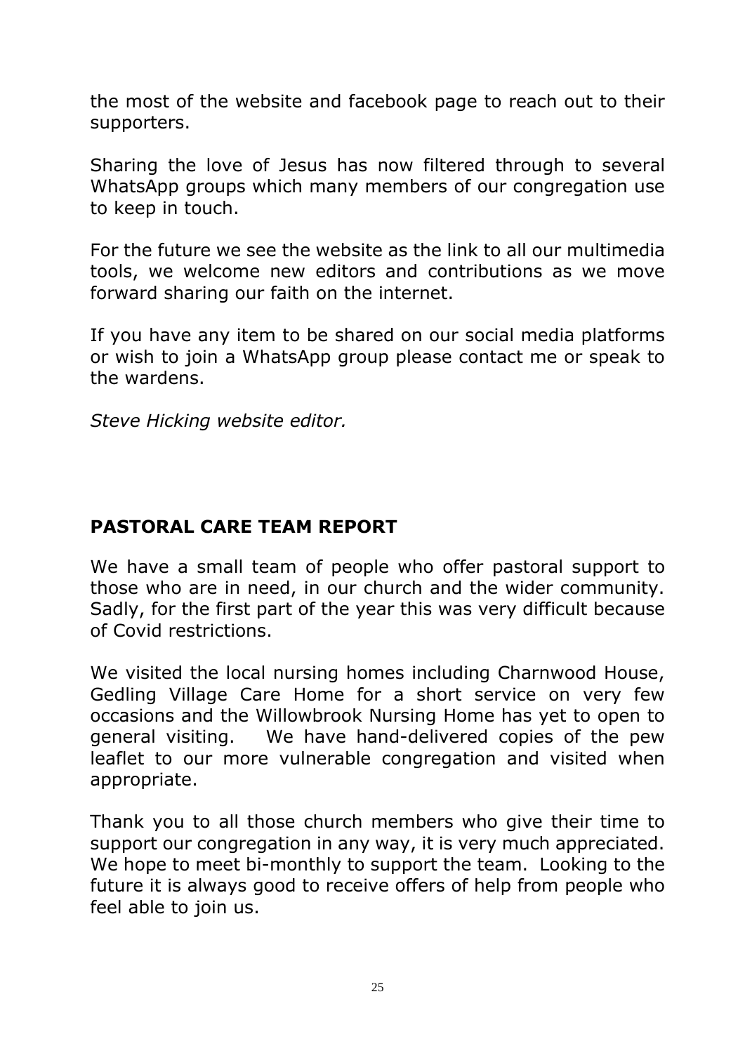the most of the website and facebook page to reach out to their supporters.

Sharing the love of Jesus has now filtered through to several WhatsApp groups which many members of our congregation use to keep in touch.

For the future we see the website as the link to all our multimedia tools, we welcome new editors and contributions as we move forward sharing our faith on the internet.

If you have any item to be shared on our social media platforms or wish to join a WhatsApp group please contact me or speak to the wardens.

*Steve Hicking website editor.*

## PASTORAL CARE TEAM REPORT

We have a small team of people who offer pastoral support to those who are in need, in our church and the wider community. Sadly, for the first part of the year this was very difficult because of Covid restrictions.

We visited the local nursing homes including Charnwood House, Gedling Village Care Home for a short service on very few occasions and the Willowbrook Nursing Home has yet to open to general visiting. We have hand-delivered copies of the pew leaflet to our more vulnerable congregation and visited when appropriate.

Thank you to all those church members who give their time to support our congregation in any way, it is very much appreciated. We hope to meet bi-monthly to support the team. Looking to the future it is always good to receive offers of help from people who feel able to join us.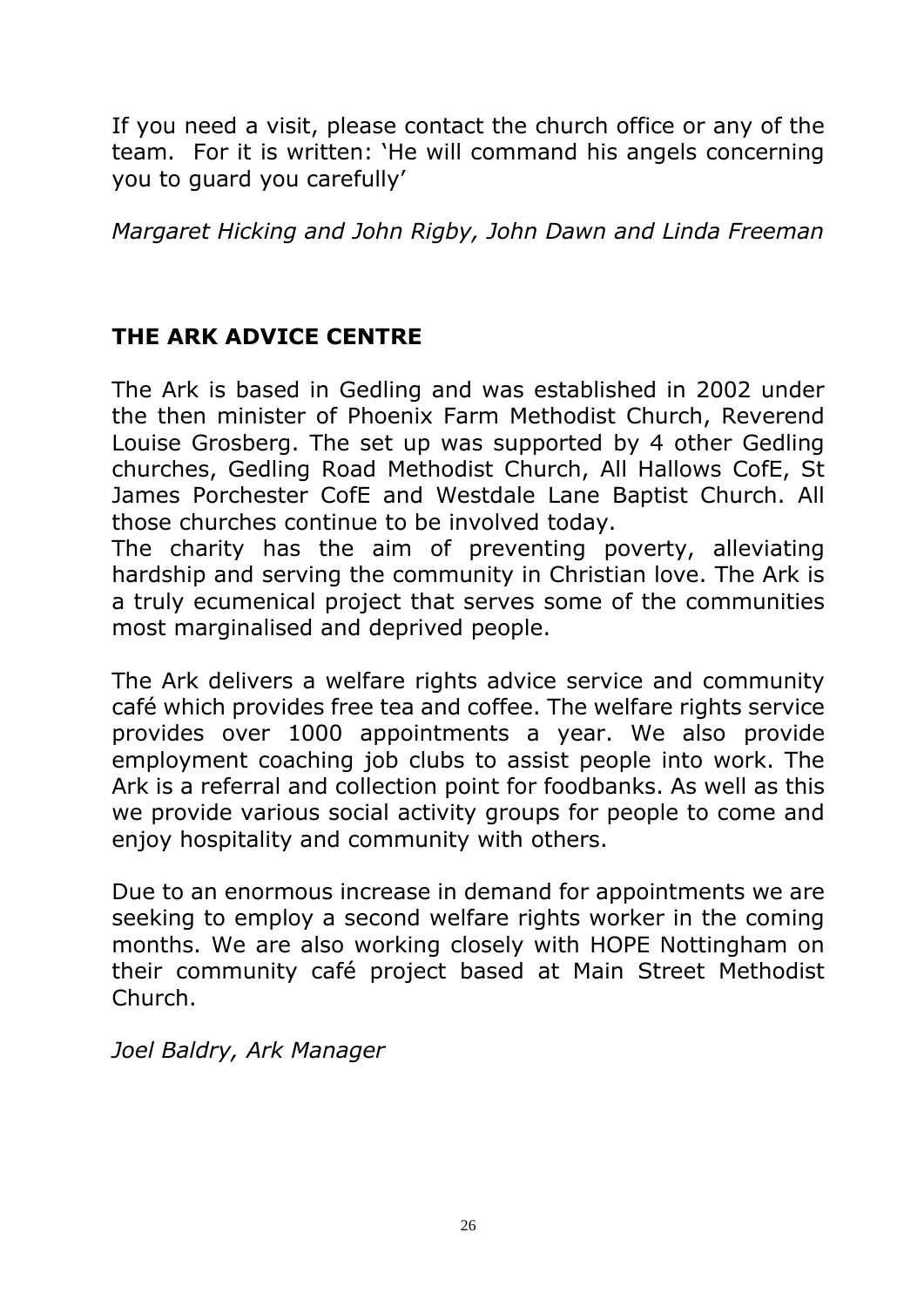If you need a visit, please contact the church office or any of the team. For it is written: 'He will command his angels concerning you to guard you carefully'

*Margaret Hicking and John Rigby, John Dawn and Linda Freeman*

## THE ARK ADVICE CENTRE

The Ark is based in Gedling and was established in 2002 under the then minister of Phoenix Farm Methodist Church, Reverend Louise Grosberg. The set up was supported by 4 other Gedling churches, Gedling Road Methodist Church, All Hallows CofE, St James Porchester CofE and Westdale Lane Baptist Church. All those churches continue to be involved today.
The charity has the aim of preventing poverty, alleviating hardship and serving the community in Christian love. The Ark is a truly ecumenical project that serves some of the communities most marginalised and deprived people.

The Ark delivers a welfare rights advice service and community café which provides free tea and coffee. The welfare rights service provides over 1000 appointments a year. We also provide employment coaching job clubs to assist people into work. The Ark is a referral and collection point for foodbanks. As well as this we provide various social activity groups for people to come and enjoy hospitality and community with others.

Due to an enormous increase in demand for appointments we are seeking to employ a second welfare rights worker in the coming months. We are also working closely with HOPE Nottingham on their community café project based at Main Street Methodist Church.

*Joel Baldry, Ark Manager*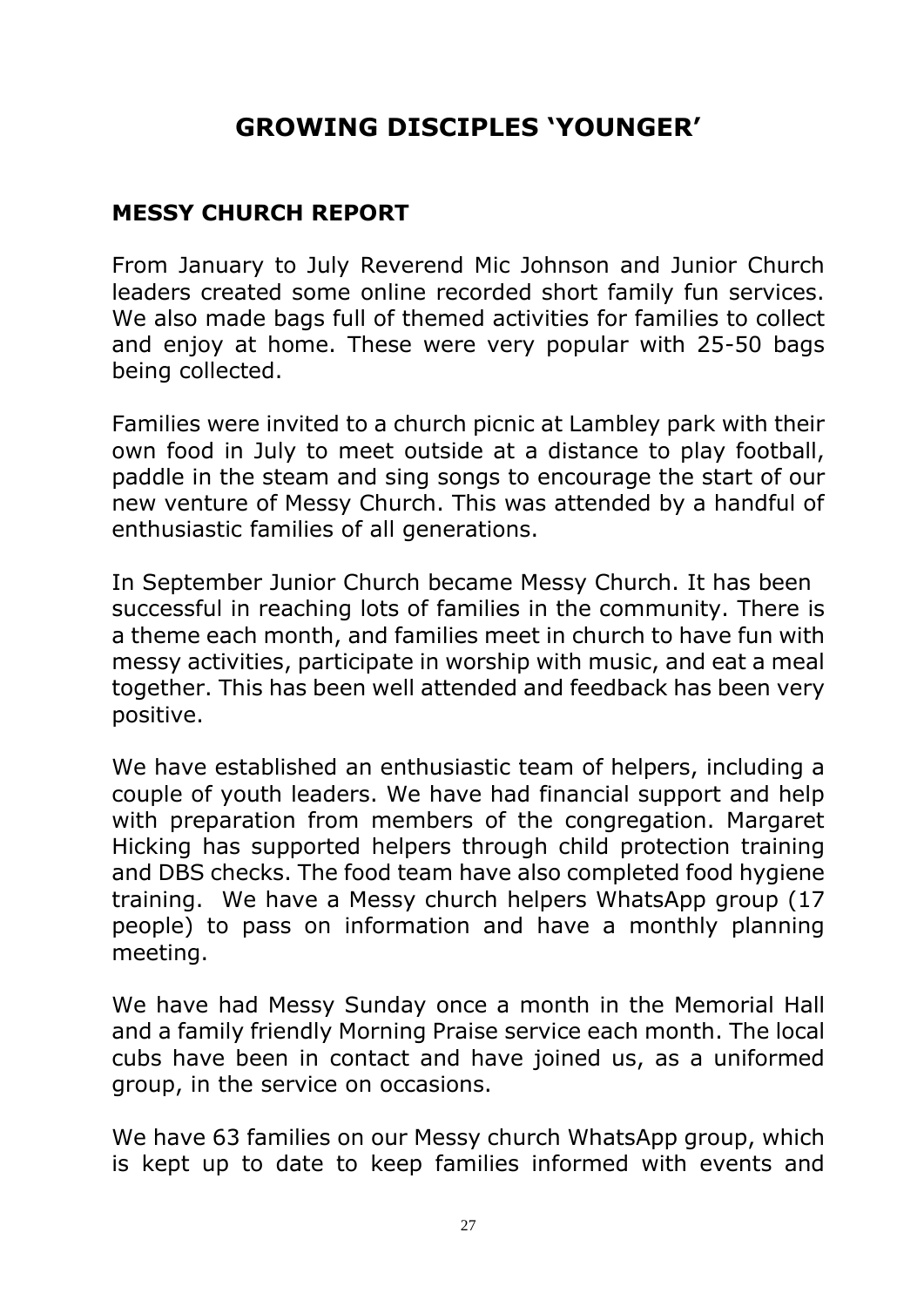# GROWING DISCIPLES 'YOUNGER'

## MESSY CHURCH REPORT

From January to July Reverend Mic Johnson and Junior Church leaders created some online recorded short family fun services. We also made bags full of themed activities for families to collect and enjoy at home. These were very popular with 25-50 bags being collected.

Families were invited to a church picnic at Lambley park with their own food in July to meet outside at a distance to play football, paddle in the steam and sing songs to encourage the start of our new venture of Messy Church. This was attended by a handful of enthusiastic families of all generations.

In September Junior Church became Messy Church. It has been successful in reaching lots of families in the community. There is a theme each month, and families meet in church to have fun with messy activities, participate in worship with music, and eat a meal together. This has been well attended and feedback has been very positive.

We have established an enthusiastic team of helpers, including a couple of youth leaders. We have had financial support and help with preparation from members of the congregation. Margaret Hicking has supported helpers through child protection training and DBS checks. The food team have also completed food hygiene training. We have a Messy church helpers WhatsApp group (17 people) to pass on information and have a monthly planning meeting.

We have had Messy Sunday once a month in the Memorial Hall and a family friendly Morning Praise service each month. The local cubs have been in contact and have joined us, as a uniformed group, in the service on occasions.

We have 63 families on our Messy church WhatsApp group, which is kept up to date to keep families informed with events and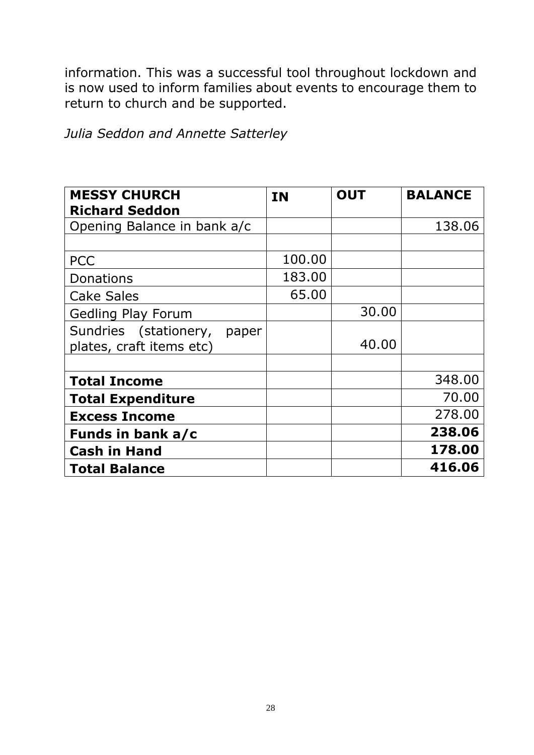information. This was a successful tool throughout lockdown and is now used to inform families about events to encourage them to return to church and be supported.

*Julia Seddon and Annette Satterley*

| **MESSY CHURCH Richard Seddon** | **IN** | **OUT** | **BALANCE** |
|---|---|---|---|
| Opening Balance in bank a/c | | | 138.06 |
| | | | |
| PCC | 100.00 | | |
| Donations | 183.00 | | |
| Cake Sales | 65.00 | | |
| Gedling Play Forum | | 30.00 | |
| Sundries (stationery, paper plates, craft items etc) | | 40.00 | |
| | | | |
| **Total Income** | | | 348.00 |
| **Total Expenditure** | | | 70.00 |
| **Excess Income** | | | 278.00 |
| **Funds in bank a/c** | | | **238.06** |
| **Cash in Hand** | | | **178.00** |
| **Total Balance** | | | **416.06** |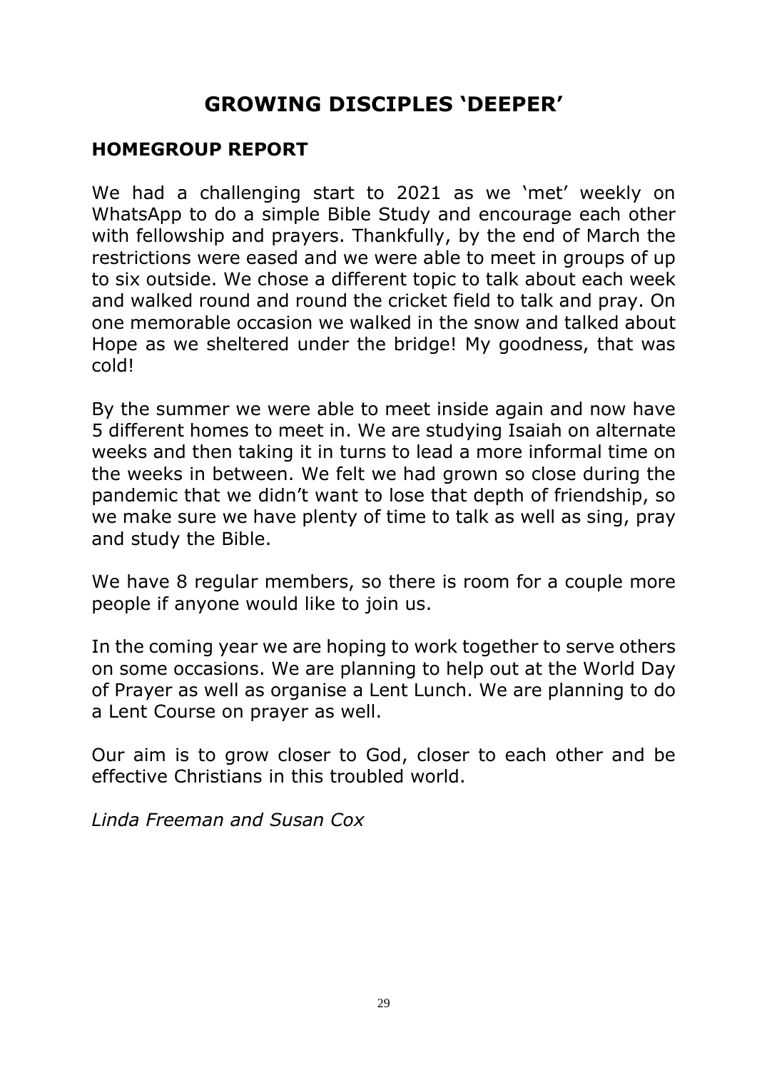# GROWING DISCIPLES 'DEEPER'

## HOMEGROUP REPORT

We had a challenging start to 2021 as we 'met' weekly on WhatsApp to do a simple Bible Study and encourage each other with fellowship and prayers. Thankfully, by the end of March the restrictions were eased and we were able to meet in groups of up to six outside. We chose a different topic to talk about each week and walked round and round the cricket field to talk and pray. On one memorable occasion we walked in the snow and talked about Hope as we sheltered under the bridge! My goodness, that was cold!

By the summer we were able to meet inside again and now have 5 different homes to meet in. We are studying Isaiah on alternate weeks and then taking it in turns to lead a more informal time on the weeks in between. We felt we had grown so close during the pandemic that we didn't want to lose that depth of friendship, so we make sure we have plenty of time to talk as well as sing, pray and study the Bible.

We have 8 regular members, so there is room for a couple more people if anyone would like to join us.

In the coming year we are hoping to work together to serve others on some occasions. We are planning to help out at the World Day of Prayer as well as organise a Lent Lunch. We are planning to do a Lent Course on prayer as well.

Our aim is to grow closer to God, closer to each other and be effective Christians in this troubled world.

*Linda Freeman and Susan Cox*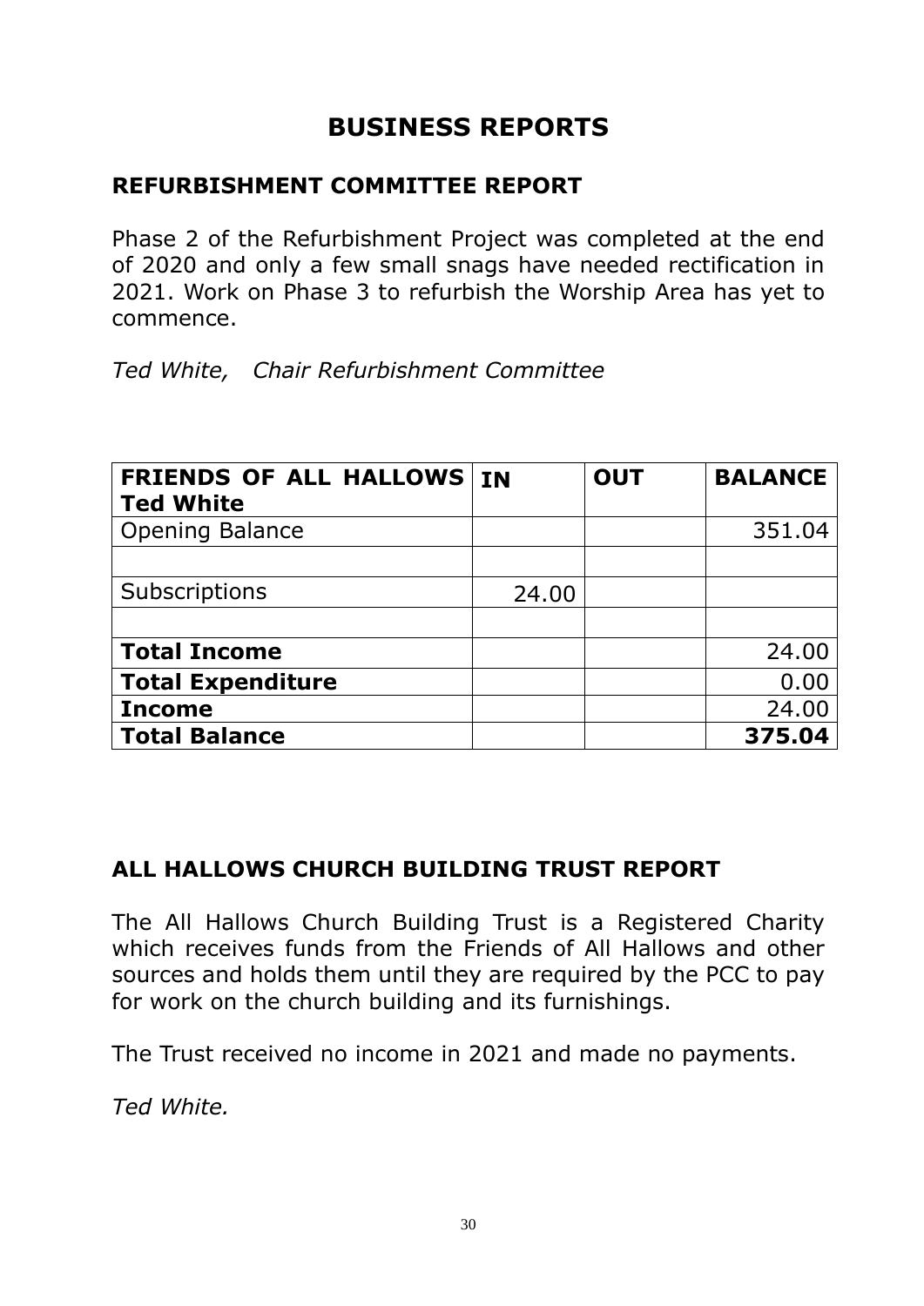# BUSINESS REPORTS

## REFURBISHMENT COMMITTEE REPORT

Phase 2 of the Refurbishment Project was completed at the end of 2020 and only a few small snags have needed rectification in 2021. Work on Phase 3 to refurbish the Worship Area has yet to commence.

*Ted White, Chair Refurbishment Committee*

| **FRIENDS OF ALL HALLOWS Ted White** | **IN** | **OUT** | **BALANCE** |
|---|---|---|---|
| Opening Balance | | | 351.04 |
| | | | |
| Subscriptions | 24.00 | | |
| | | | |
| **Total Income** | | | 24.00 |
| **Total Expenditure** | | | 0.00 |
| **Income** | | | 24.00 |
| **Total Balance** | | | **375.04** |

## ALL HALLOWS CHURCH BUILDING TRUST REPORT

The All Hallows Church Building Trust is a Registered Charity which receives funds from the Friends of All Hallows and other sources and holds them until they are required by the PCC to pay for work on the church building and its furnishings.

The Trust received no income in 2021 and made no payments.

*Ted White.*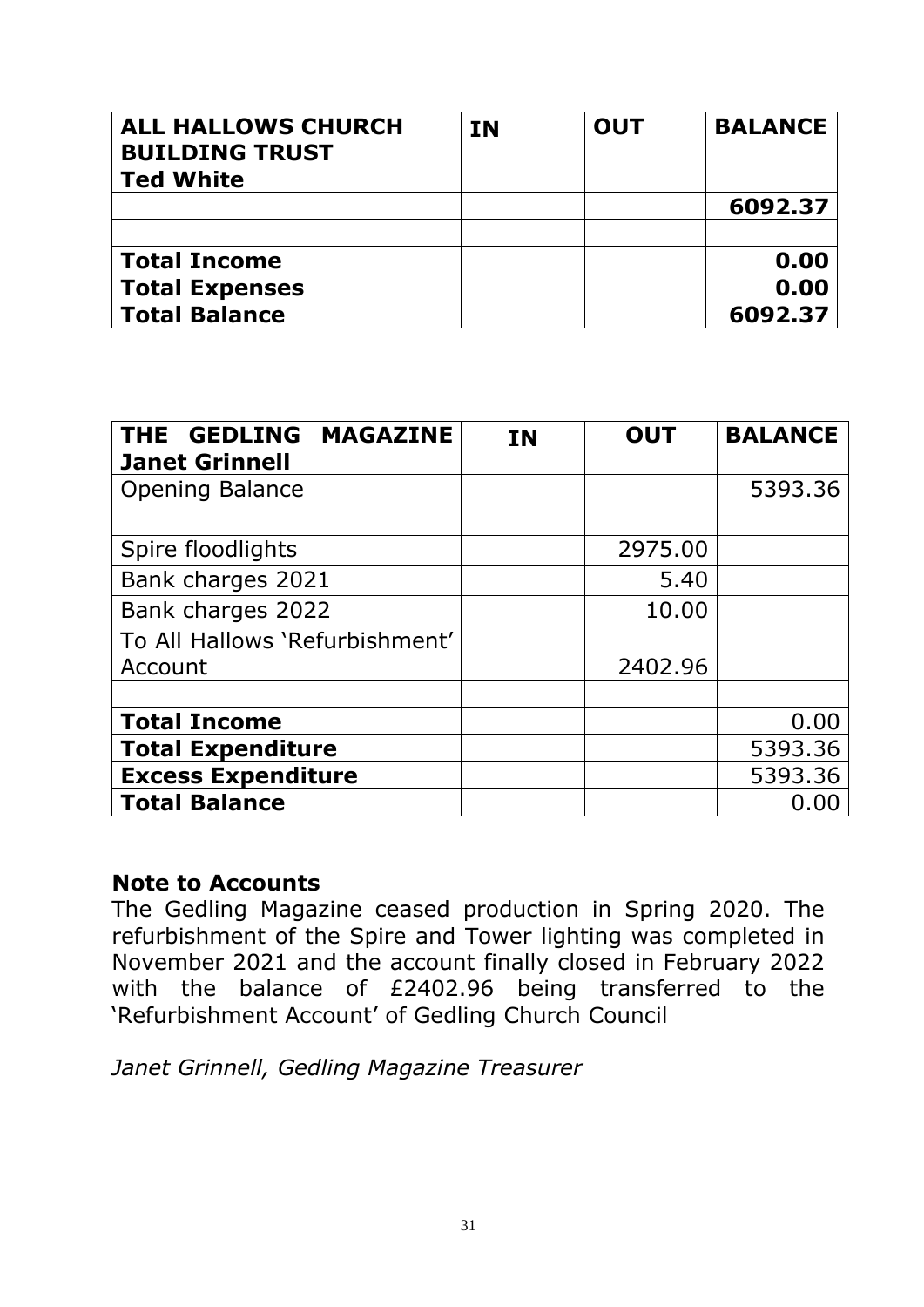| **ALL HALLOWS CHURCH BUILDING TRUST Ted White** | **IN** | **OUT** | **BALANCE** |
|---|---|---|---|
| | | | **6092.37** |
| | | | |
| **Total Income** | | | **0.00** |
| **Total Expenses** | | | **0.00** |
| **Total Balance** | | | **6092.37** |

| **THE GEDLING MAGAZINE Janet Grinnell** | **IN** | **OUT** | **BALANCE** |
|---|---|---|---|
| Opening Balance | | | 5393.36 |
| | | | |
| Spire floodlights | | 2975.00 | |
| Bank charges 2021 | | 5.40 | |
| Bank charges 2022 | | 10.00 | |
| To All Hallows 'Refurbishment' Account | | 2402.96 | |
| | | | |
| **Total Income** | | | 0.00 |
| **Total Expenditure** | | | 5393.36 |
| **Excess Expenditure** | | | 5393.36 |
| **Total Balance** | | | 0.00 |

### Note to Accounts

The Gedling Magazine ceased production in Spring 2020. The refurbishment of the Spire and Tower lighting was completed in November 2021 and the account finally closed in February 2022 with the balance of £2402.96 being transferred to the 'Refurbishment Account' of Gedling Church Council

*Janet Grinnell, Gedling Magazine Treasurer*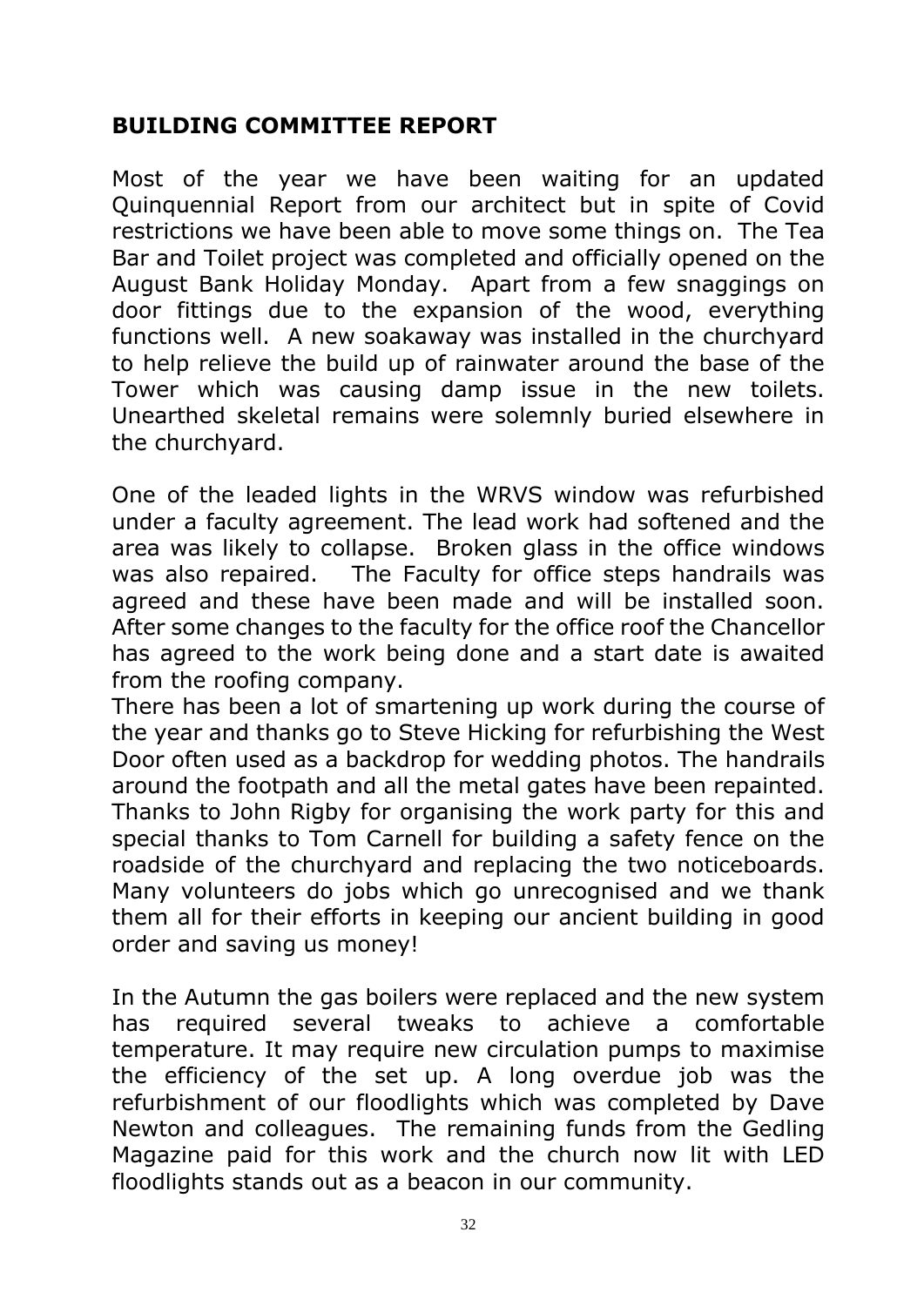## BUILDING COMMITTEE REPORT

Most of the year we have been waiting for an updated Quinquennial Report from our architect but in spite of Covid restrictions we have been able to move some things on. The Tea Bar and Toilet project was completed and officially opened on the August Bank Holiday Monday. Apart from a few snaggings on door fittings due to the expansion of the wood, everything functions well. A new soakaway was installed in the churchyard to help relieve the build up of rainwater around the base of the Tower which was causing damp issue in the new toilets. Unearthed skeletal remains were solemnly buried elsewhere in the churchyard.

One of the leaded lights in the WRVS window was refurbished under a faculty agreement. The lead work had softened and the area was likely to collapse. Broken glass in the office windows was also repaired. The Faculty for office steps handrails was agreed and these have been made and will be installed soon. After some changes to the faculty for the office roof the Chancellor has agreed to the work being done and a start date is awaited from the roofing company.

There has been a lot of smartening up work during the course of the year and thanks go to Steve Hicking for refurbishing the West Door often used as a backdrop for wedding photos. The handrails around the footpath and all the metal gates have been repainted. Thanks to John Rigby for organising the work party for this and special thanks to Tom Carnell for building a safety fence on the roadside of the churchyard and replacing the two noticeboards. Many volunteers do jobs which go unrecognised and we thank them all for their efforts in keeping our ancient building in good order and saving us money!

In the Autumn the gas boilers were replaced and the new system has required several tweaks to achieve a comfortable temperature. It may require new circulation pumps to maximise the efficiency of the set up. A long overdue job was the refurbishment of our floodlights which was completed by Dave Newton and colleagues. The remaining funds from the Gedling Magazine paid for this work and the church now lit with LED floodlights stands out as a beacon in our community.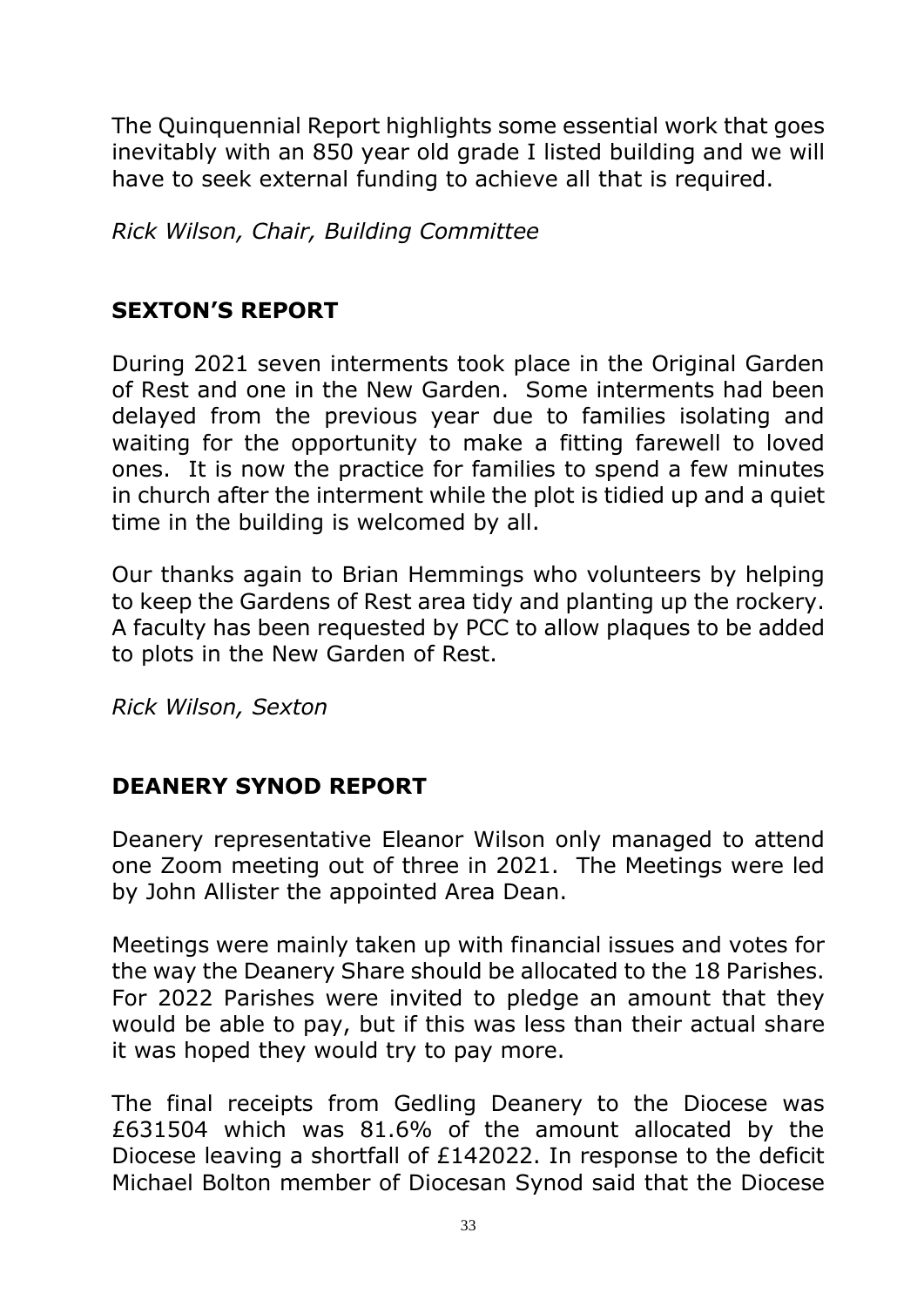The Quinquennial Report highlights some essential work that goes inevitably with an 850 year old grade I listed building and we will have to seek external funding to achieve all that is required.

*Rick Wilson, Chair, Building Committee*

## SEXTON'S REPORT

During 2021 seven interments took place in the Original Garden of Rest and one in the New Garden. Some interments had been delayed from the previous year due to families isolating and waiting for the opportunity to make a fitting farewell to loved ones. It is now the practice for families to spend a few minutes in church after the interment while the plot is tidied up and a quiet time in the building is welcomed by all.

Our thanks again to Brian Hemmings who volunteers by helping to keep the Gardens of Rest area tidy and planting up the rockery. A faculty has been requested by PCC to allow plaques to be added to plots in the New Garden of Rest.

*Rick Wilson, Sexton*

## DEANERY SYNOD REPORT

Deanery representative Eleanor Wilson only managed to attend one Zoom meeting out of three in 2021. The Meetings were led by John Allister the appointed Area Dean.

Meetings were mainly taken up with financial issues and votes for the way the Deanery Share should be allocated to the 18 Parishes. For 2022 Parishes were invited to pledge an amount that they would be able to pay, but if this was less than their actual share it was hoped they would try to pay more.

The final receipts from Gedling Deanery to the Diocese was £631504 which was 81.6% of the amount allocated by the Diocese leaving a shortfall of £142022. In response to the deficit Michael Bolton member of Diocesan Synod said that the Diocese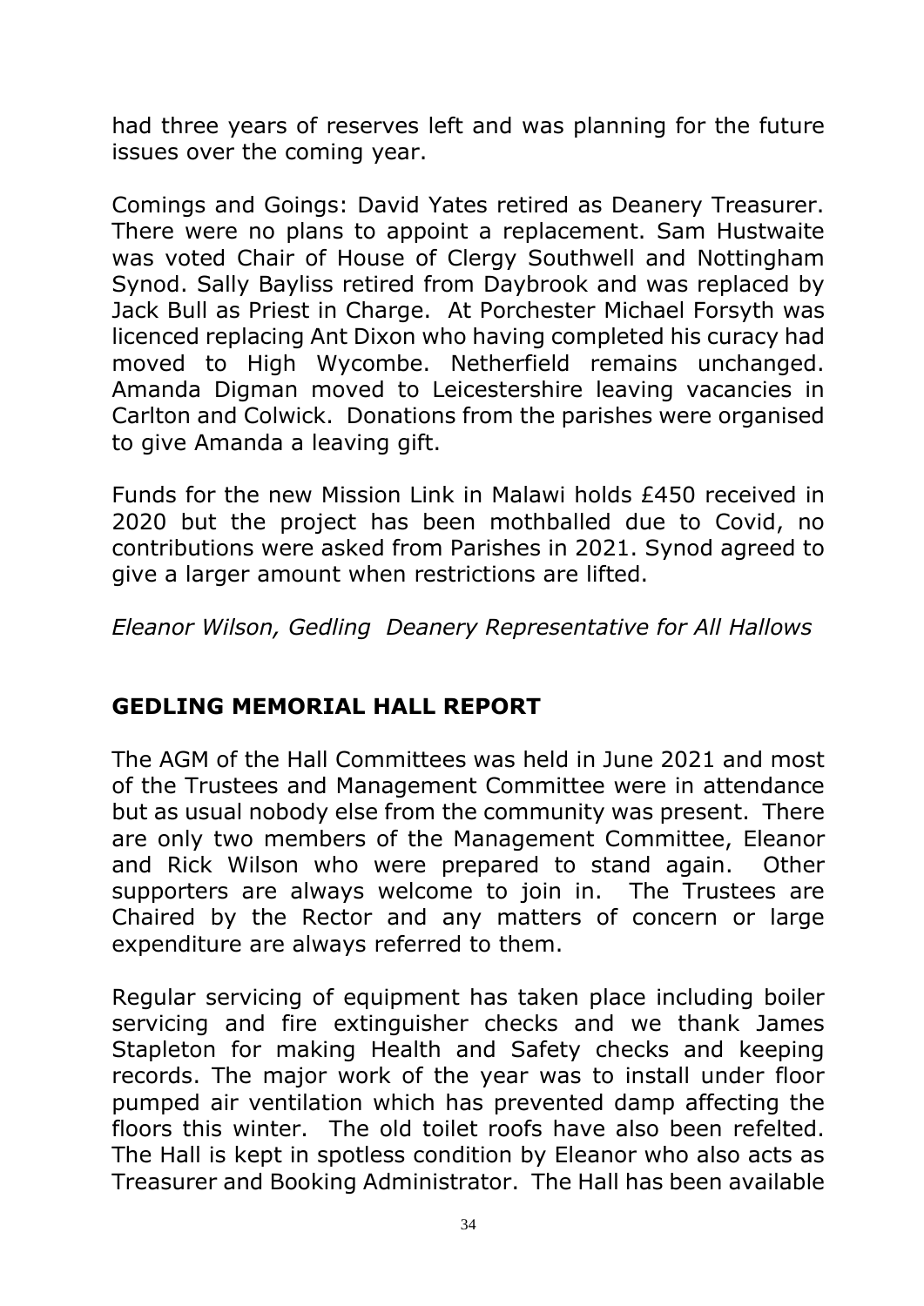had three years of reserves left and was planning for the future issues over the coming year.

Comings and Goings: David Yates retired as Deanery Treasurer. There were no plans to appoint a replacement. Sam Hustwaite was voted Chair of House of Clergy Southwell and Nottingham Synod. Sally Bayliss retired from Daybrook and was replaced by Jack Bull as Priest in Charge. At Porchester Michael Forsyth was licenced replacing Ant Dixon who having completed his curacy had moved to High Wycombe. Netherfield remains unchanged. Amanda Digman moved to Leicestershire leaving vacancies in Carlton and Colwick. Donations from the parishes were organised to give Amanda a leaving gift.

Funds for the new Mission Link in Malawi holds £450 received in 2020 but the project has been mothballed due to Covid, no contributions were asked from Parishes in 2021. Synod agreed to give a larger amount when restrictions are lifted.

*Eleanor Wilson, Gedling Deanery Representative for All Hallows*

## GEDLING MEMORIAL HALL REPORT

The AGM of the Hall Committees was held in June 2021 and most of the Trustees and Management Committee were in attendance but as usual nobody else from the community was present. There are only two members of the Management Committee, Eleanor and Rick Wilson who were prepared to stand again. Other supporters are always welcome to join in. The Trustees are Chaired by the Rector and any matters of concern or large expenditure are always referred to them.

Regular servicing of equipment has taken place including boiler servicing and fire extinguisher checks and we thank James Stapleton for making Health and Safety checks and keeping records. The major work of the year was to install under floor pumped air ventilation which has prevented damp affecting the floors this winter. The old toilet roofs have also been refelted. The Hall is kept in spotless condition by Eleanor who also acts as Treasurer and Booking Administrator. The Hall has been available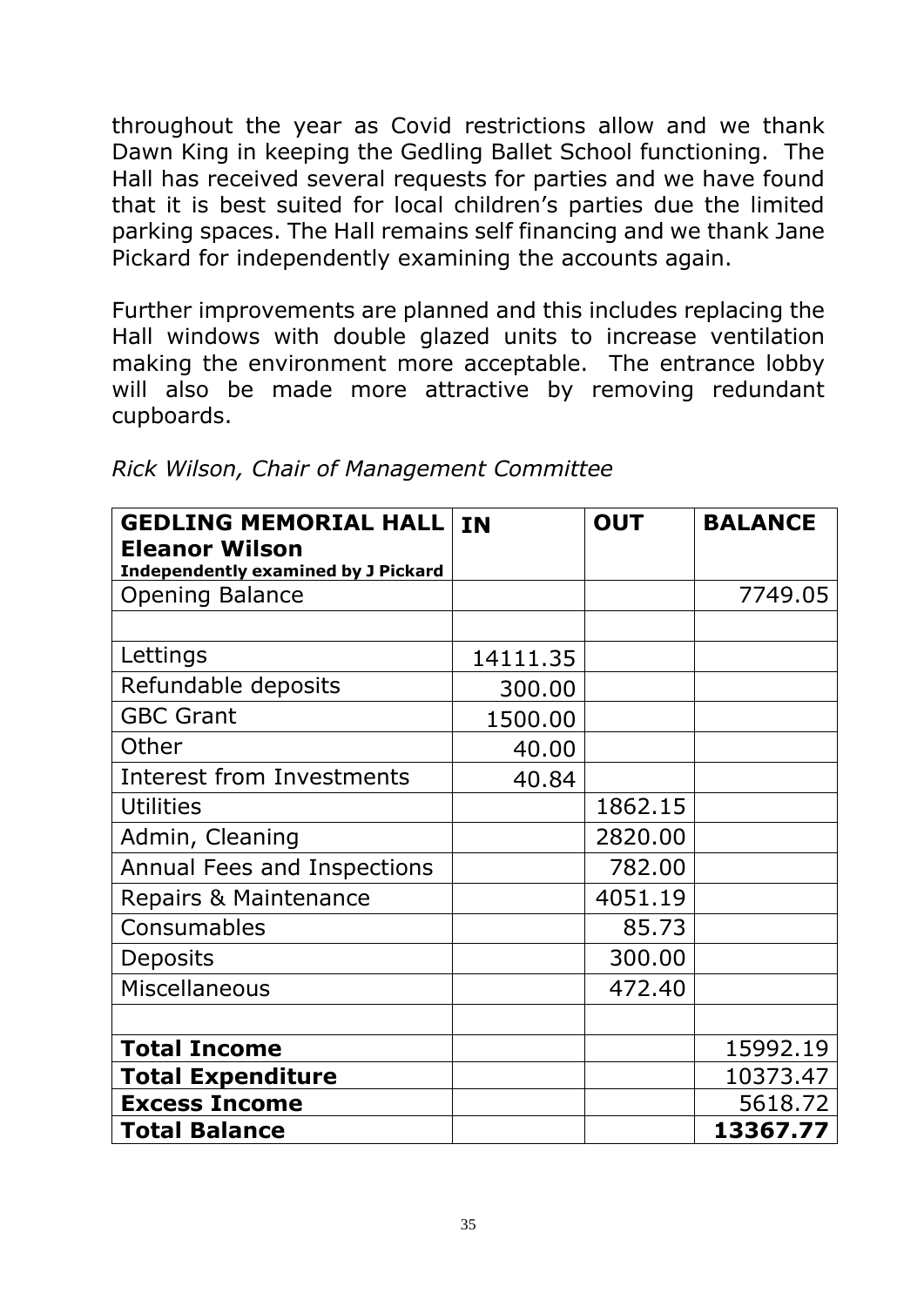throughout the year as Covid restrictions allow and we thank Dawn King in keeping the Gedling Ballet School functioning. The Hall has received several requests for parties and we have found that it is best suited for local children's parties due the limited parking spaces. The Hall remains self financing and we thank Jane Pickard for independently examining the accounts again.

Further improvements are planned and this includes replacing the Hall windows with double glazed units to increase ventilation making the environment more acceptable. The entrance lobby will also be made more attractive by removing redundant cupboards.

*Rick Wilson, Chair of Management Committee*

| **GEDLING MEMORIAL HALL Eleanor Wilson** **Independently examined by J Pickard** | **IN** | **OUT** | **BALANCE** |
|---|---|---|---|
| Opening Balance | | | 7749.05 |
| | | | |
| Lettings | 14111.35 | | |
| Refundable deposits | 300.00 | | |
| GBC Grant | 1500.00 | | |
| Other | 40.00 | | |
| Interest from Investments | 40.84 | | |
| Utilities | | 1862.15 | |
| Admin, Cleaning | | 2820.00 | |
| Annual Fees and Inspections | | 782.00 | |
| Repairs & Maintenance | | 4051.19 | |
| Consumables | | 85.73 | |
| Deposits | | 300.00 | |
| Miscellaneous | | 472.40 | |
| | | | |
| **Total Income** | | | 15992.19 |
| **Total Expenditure** | | | 10373.47 |
| **Excess Income** | | | 5618.72 |
| **Total Balance** | | | **13367.77** |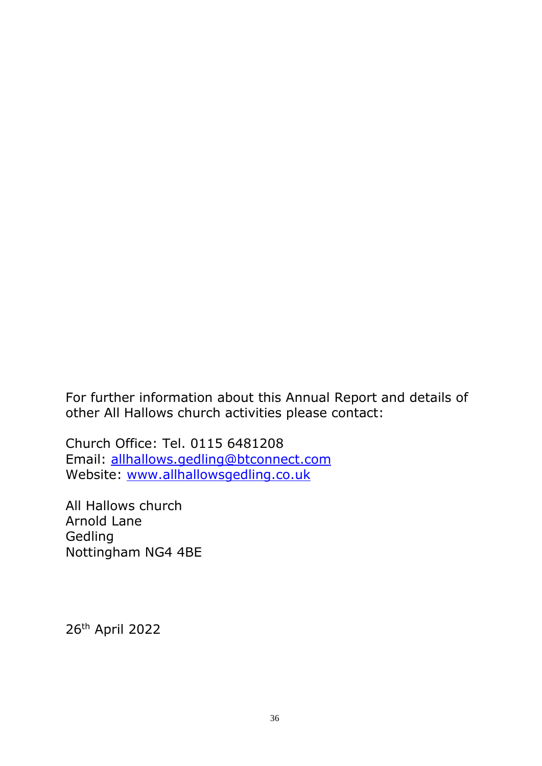For further information about this Annual Report and details of other All Hallows church activities please contact:

Church Office: Tel. 0115 6481208
Email: allhallows.gedling@btconnect.com
Website: www.allhallowsgedling.co.uk

All Hallows church
Arnold Lane
Gedling
Nottingham NG4 4BE

26th April 2022